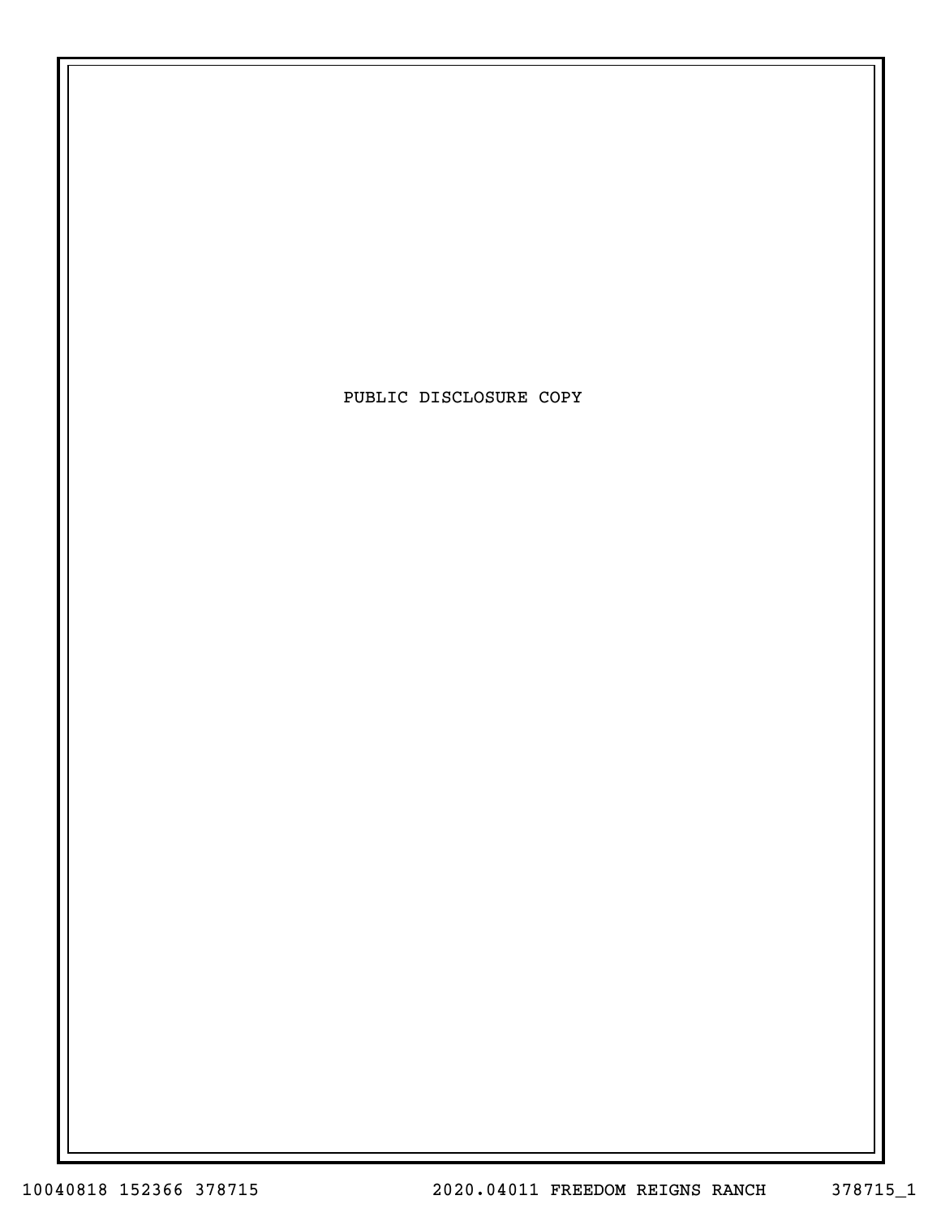PUBLIC DISCLOSURE COPY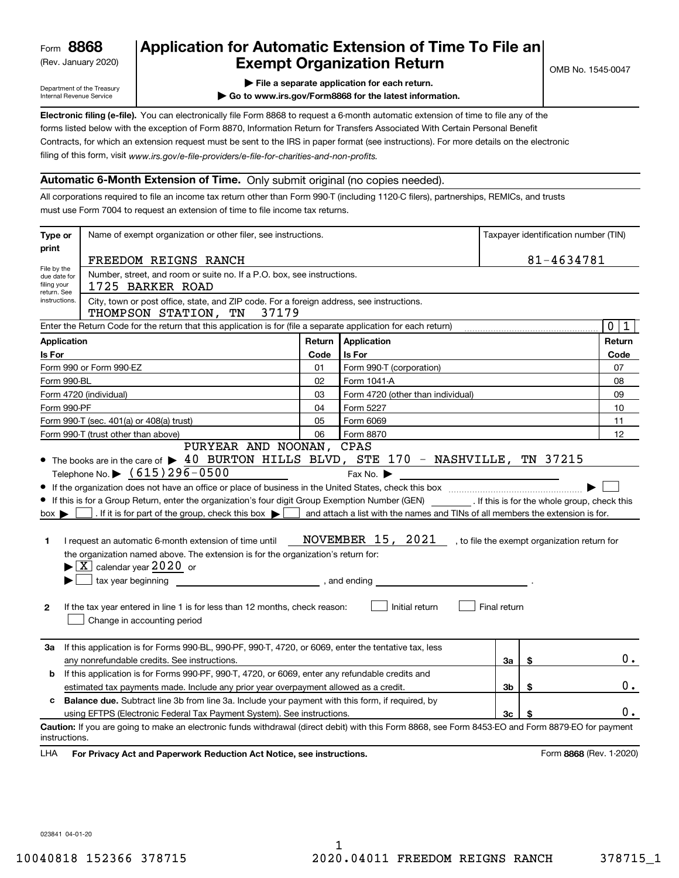Form **8868**
(Rev. January 2020)

Department of the Treasury
Internal Revenue Service

# Application for Automatic Extension of Time To File an Exempt Organization Return

OMB No. 1545-0047

▶ File a separate application for each return.

▶ Go to www.irs.gov/Form8868 for the latest information.

**Electronic filing (e-file).** You can electronically file Form 8868 to request a 6-month automatic extension of time to file any of the forms listed below with the exception of Form 8870, Information Return for Transfers Associated With Certain Personal Benefit Contracts, for which an extension request must be sent to the IRS in paper format (see instructions). For more details on the electronic filing of this form, visit *www.irs.gov/e-file-providers/e-file-for-charities-and-non-profits.*

## Automatic 6-Month Extension of Time. Only submit original (no copies needed).

All corporations required to file an income tax return other than Form 990-T (including 1120-C filers), partnerships, REMICs, and trusts must use Form 7004 to request an extension of time to file income tax returns.

**Type or print**

File by the due date for filing your return. See instructions.

Name of exempt organization or other filer, see instructions.: FREEDOM REIGNS RANCH

Taxpayer identification number (TIN): 81-4634781

Number, street, and room or suite no. If a P.O. box, see instructions.: 1725 BARKER ROAD

City, town or post office, state, and ZIP code. For a foreign address, see instructions.: THOMPSON STATION, TN 37179

Enter the Return Code for the return that this application is for (file a separate application for each return): 01

| Application Is For | Return Code | Application Is For | Return Code |
|---|---|---|---|
| Form 990 or Form 990-EZ | 01 | Form 990-T (corporation) | 07 |
| Form 990-BL | 02 | Form 1041-A | 08 |
| Form 4720 (individual) | 03 | Form 4720 (other than individual) | 09 |
| Form 990-PF | 04 | Form 5227 | 10 |
| Form 990-T (sec. 401(a) or 408(a) trust) | 05 | Form 6069 | 11 |
| Form 990-T (trust other than above) | 06 | Form 8870 | 12 |

- The books are in the care of ▶ PURYEAR AND NOONAN, CPAS – 40 BURTON HILLS BLVD, STE 170 - NASHVILLE, TN 37215

  Telephone No. ▶ (615)296-0500 Fax No. ▶
- If the organization does not have an office or place of business in the United States, check this box ▶ ☐
- If this is for a Group Return, enter the organization's four digit Group Exemption Number (GEN) ______. If this is for the whole group, check this box ▶ ☐. If it is for part of the group, check this box ▶ ☐ and attach a list with the names and TINs of all members the extension is for.

**1** I request an automatic 6-month extension of time until NOVEMBER 15, 2021, to file the exempt organization return for the organization named above. The extension is for the organization's return for:

▶ ☒ calendar year 2020 or

▶ ☐ tax year beginning ______, and ending ______.

**2** If the tax year entered in line 1 is for less than 12 months, check reason: ☐ Initial return ☐ Final return ☐ Change in accounting period

| | | | |
|---|---|---|---|
| **3a** If this application is for Forms 990-BL, 990-PF, 990-T, 4720, or 6069, enter the tentative tax, less any nonrefundable credits. See instructions. | 3a | $ | 0. |
| **b** If this application is for Forms 990-PF, 990-T, 4720, or 6069, enter any refundable credits and estimated tax payments made. Include any prior year overpayment allowed as a credit. | 3b | $ | 0. |
| **c Balance due.** Subtract line 3b from line 3a. Include your payment with this form, if required, by using EFTPS (Electronic Federal Tax Payment System). See instructions. | 3c | $ | 0. |

**Caution:** If you are going to make an electronic funds withdrawal (direct debit) with this Form 8868, see Form 8453-EO and Form 8879-EO for payment instructions.

LHA **For Privacy Act and Paperwork Reduction Act Notice, see instructions.** Form **8868** (Rev. 1-2020)

023841 04-01-20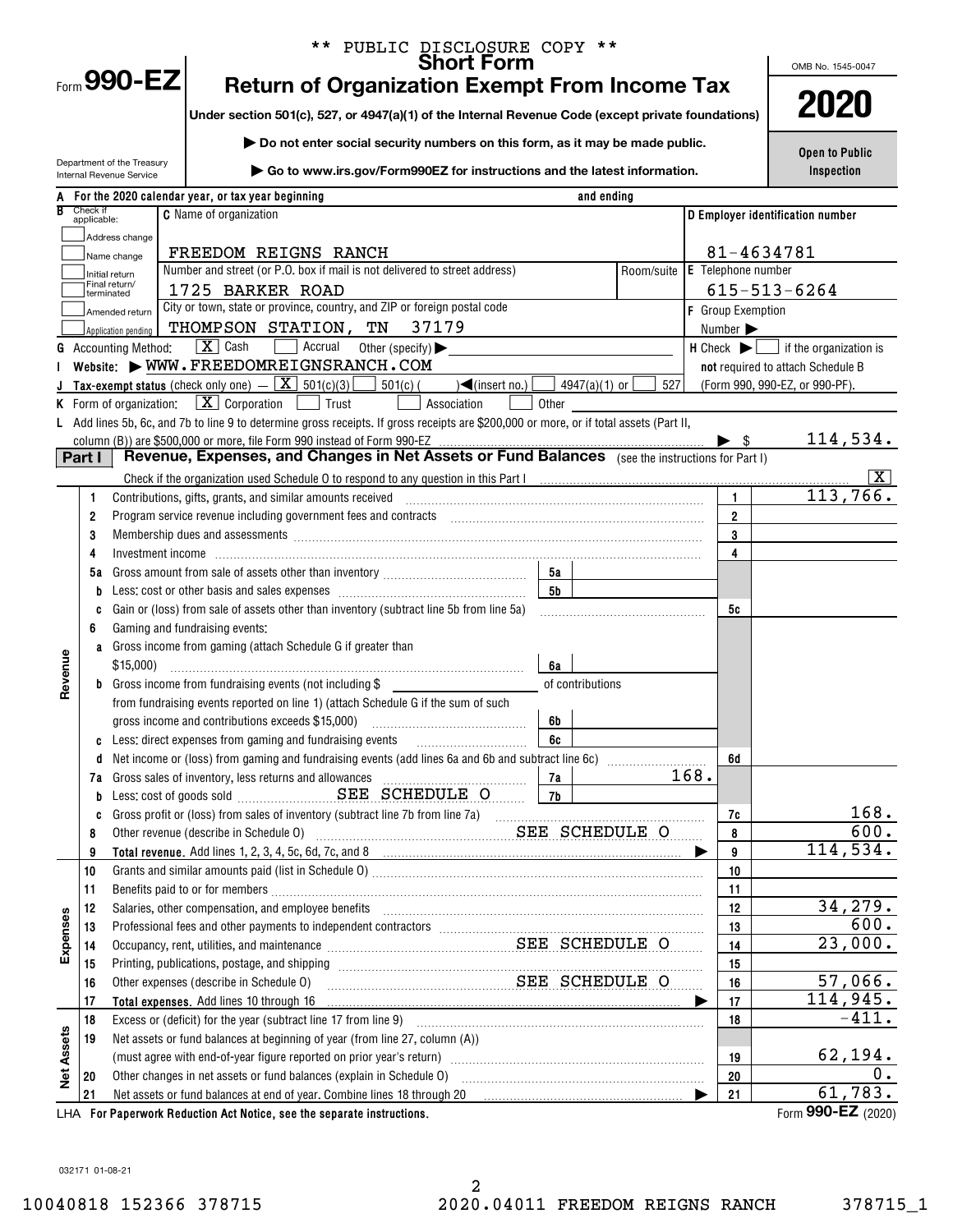** PUBLIC DISCLOSURE COPY **

# Form 990-EZ

## Short Form
## Return of Organization Exempt From Income Tax

**Under section 501(c), 527, or 4947(a)(1) of the Internal Revenue Code (except private foundations)**

▶ **Do not enter social security numbers on this form, as it may be made public.**

▶ **Go to www.irs.gov/Form990EZ for instructions and the latest information.**

Department of the Treasury
Internal Revenue Service

OMB No. 1545-0047

**2020**

**Open to Public Inspection**

**A** For the 2020 calendar year, or tax year beginning and ending

**B** Check if applicable:
- Address change
- Name change
- Initial return
- Final return/terminated
- Amended return
- Application pending

**C** Name of organization: FREEDOM REIGNS RANCH

Number and street (or P.O. box if mail is not delivered to street address): 1725 BARKER ROAD — Room/suite

City or town, state or province, country, and ZIP or foreign postal code: THOMPSON STATION, TN 37179

**D** Employer identification number: 81-4634781

**E** Telephone number: 615-513-6264

**F** Group Exemption Number ▶

**G** Accounting Method: [X] Cash [ ] Accrual Other (specify) ▶

**H** Check ▶ [ ] if the organization is **not** required to attach Schedule B (Form 990, 990-EZ, or 990-PF).

**I** Website: ▶ WWW.FREEDOMREIGNSRANCH.COM

**J** Tax-exempt status (check only one) — [X] 501(c)(3) [ ] 501(c) ( ) ◀(insert no.) [ ] 4947(a)(1) or [ ] 527

**K** Form of organization: [X] Corporation [ ] Trust [ ] Association [ ] Other

**L** Add lines 5b, 6c, and 7b to line 9 to determine gross receipts. If gross receipts are $200,000 or more, or if total assets (Part II, column (B)) are $500,000 or more, file Form 990 instead of Form 990-EZ ▶ $ 114,534.

## Part I — Revenue, Expenses, and Changes in Net Assets or Fund Balances (see the instructions for Part I)

Check if the organization used Schedule O to respond to any question in this Part I [X]

| Section | Line | Description | Sub-line | Sub-amount | Line | Amount |
|---|---|---|---|---|---|---|
| Revenue | 1 | Contributions, gifts, grants, and similar amounts received | | | 1 | 113,766. |
| | 2 | Program service revenue including government fees and contracts | | | 2 | |
| | 3 | Membership dues and assessments | | | 3 | |
| | 4 | Investment income | | | 4 | |
| | 5a | Gross amount from sale of assets other than inventory | 5a | | | |
| | b | Less: cost or other basis and sales expenses | 5b | | | |
| | c | Gain or (loss) from sale of assets other than inventory (subtract line 5b from line 5a) | | | 5c | |
| | 6 | Gaming and fundraising events: | | | | |
| | a | Gross income from gaming (attach Schedule G if greater than $15,000) | 6a | | | |
| | b | Gross income from fundraising events (not including $ ______ of contributions from fundraising events reported on line 1) (attach Schedule G if the sum of such gross income and contributions exceeds $15,000) | 6b | | | |
| | c | Less: direct expenses from gaming and fundraising events | 6c | | | |
| | d | Net income or (loss) from gaming and fundraising events (add lines 6a and 6b and subtract line 6c) | | | 6d | |
| | 7a | Gross sales of inventory, less returns and allowances | 7a | 168. | | |
| | b | Less: cost of goods sold SEE SCHEDULE O | 7b | | | |
| | c | Gross profit or (loss) from sales of inventory (subtract line 7b from line 7a) | | | 7c | 168. |
| | 8 | Other revenue (describe in Schedule O) SEE SCHEDULE O | | | 8 | 600. |
| | 9 | **Total revenue.** Add lines 1, 2, 3, 4, 5c, 6d, 7c, and 8 ▶ | | | 9 | 114,534. |
| Expenses | 10 | Grants and similar amounts paid (list in Schedule O) | | | 10 | |
| | 11 | Benefits paid to or for members | | | 11 | |
| | 12 | Salaries, other compensation, and employee benefits | | | 12 | 34,279. |
| | 13 | Professional fees and other payments to independent contractors | | | 13 | 600. |
| | 14 | Occupancy, rent, utilities, and maintenance SEE SCHEDULE O | | | 14 | 23,000. |
| | 15 | Printing, publications, postage, and shipping | | | 15 | |
| | 16 | Other expenses (describe in Schedule O) SEE SCHEDULE O | | | 16 | 57,066. |
| | 17 | **Total expenses.** Add lines 10 through 16 ▶ | | | 17 | 114,945. |
| Net Assets | 18 | Excess or (deficit) for the year (subtract line 17 from line 9) | | | 18 | -411. |
| | 19 | Net assets or fund balances at beginning of year (from line 27, column (A)) (must agree with end-of-year figure reported on prior year's return) | | | 19 | 62,194. |
| | 20 | Other changes in net assets or fund balances (explain in Schedule O) | | | 20 | 0. |
| | 21 | Net assets or fund balances at end of year. Combine lines 18 through 20 ▶ | | | 21 | 61,783. |

LHA **For Paperwork Reduction Act Notice, see the separate instructions.**

Form **990-EZ** (2020)

032171 01-08-21

10040818 152366 378715 2020.04011 FREEDOM REIGNS RANCH 378715_1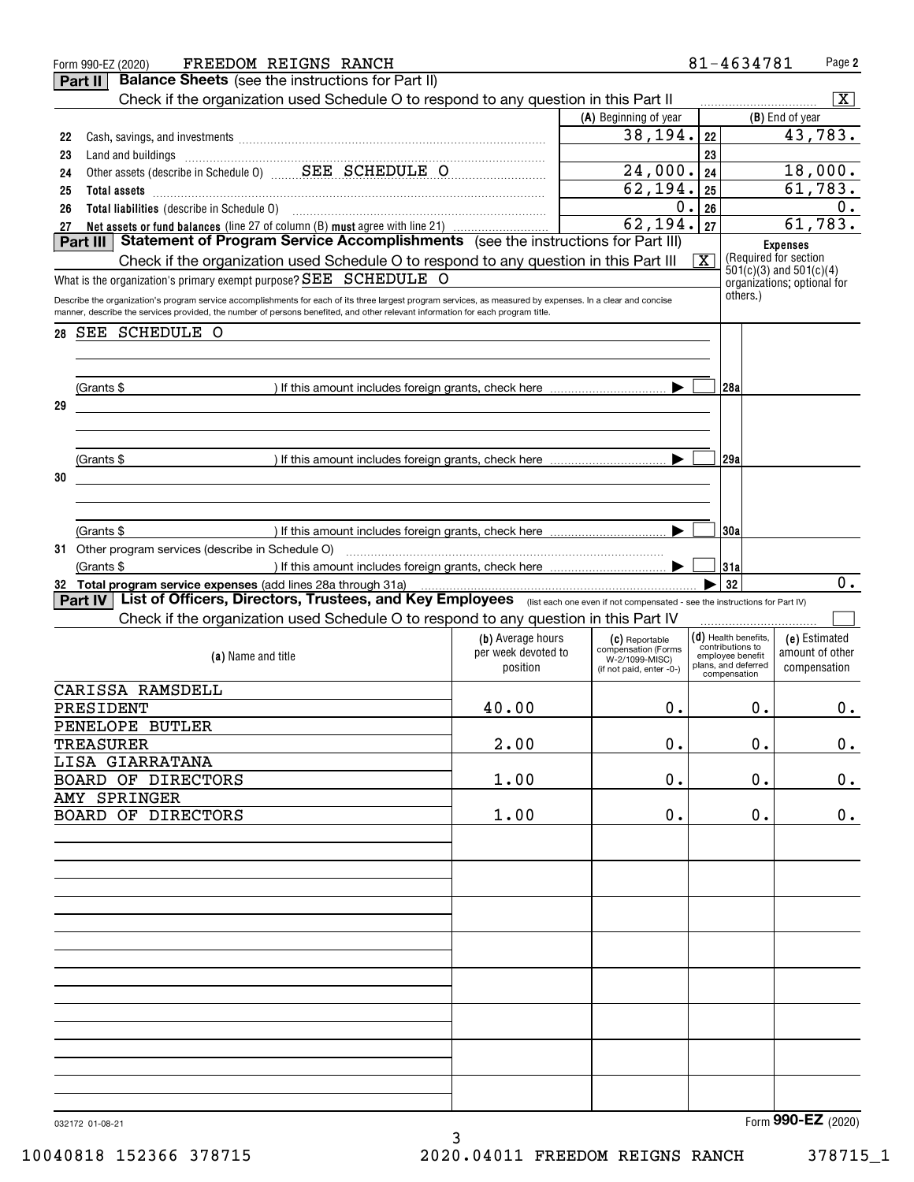Form 990-EZ (2020) FREEDOM REIGNS RANCH 81-4634781 Page **2**

## Part II Balance Sheets (see the instructions for Part II)

Check if the organization used Schedule O to respond to any question in this Part II ..... [X]

| | | (A) Beginning of year | | (B) End of year |
|---|---|---|---|---|
| 22 | Cash, savings, and investments | 38,194. | 22 | 43,783. |
| 23 | Land and buildings | | 23 | |
| 24 | Other assets (describe in Schedule O) SEE SCHEDULE O | 24,000. | 24 | 18,000. |
| 25 | **Total assets** | 62,194. | 25 | 61,783. |
| 26 | **Total liabilities** (describe in Schedule O) | 0. | 26 | 0. |
| 27 | **Net assets or fund balances** (line 27 of column (B) **must** agree with line 21) | 62,194. | 27 | 61,783. |

## Part III Statement of Program Service Accomplishments (see the instructions for Part III)

Check if the organization used Schedule O to respond to any question in this Part III [X]

**Expenses** (Required for section 501(c)(3) and 501(c)(4) organizations; optional for others.)

What is the organization's primary exempt purpose? SEE SCHEDULE O

Describe the organization's program service accomplishments for each of its three largest program services, as measured by expenses. In a clear and concise manner, describe the services provided, the number of persons benefited, and other relevant information for each program title.

| | | | |
|---|---|---|---|
| 28 | SEE SCHEDULE O | | |
| | (Grants $ ) If this amount includes foreign grants, check here ▶ [ ] | 28a | |
| 29 | | | |
| | (Grants $ ) If this amount includes foreign grants, check here ▶ [ ] | 29a | |
| 30 | | | |
| | (Grants $ ) If this amount includes foreign grants, check here ▶ [ ] | 30a | |
| 31 | Other program services (describe in Schedule O) (Grants $ ) If this amount includes foreign grants, check here ▶ [ ] | 31a | |
| 32 | **Total program service expenses** (add lines 28a through 31a) ▶ | 32 | 0. |

## Part IV List of Officers, Directors, Trustees, and Key Employees (list each one even if not compensated - see the instructions for Part IV)

Check if the organization used Schedule O to respond to any question in this Part IV [ ]

| (a) Name and title | (b) Average hours per week devoted to position | (c) Reportable compensation (Forms W-2/1099-MISC) (if not paid, enter -0-) | (d) Health benefits, contributions to employee benefit plans, and deferred compensation | (e) Estimated amount of other compensation |
|---|---|---|---|---|
| CARISSA RAMSDELL<br>PRESIDENT | 40.00 | 0. | 0. | 0. |
| PENELOPE BUTLER<br>TREASURER | 2.00 | 0. | 0. | 0. |
| LISA GIARRATANA<br>BOARD OF DIRECTORS | 1.00 | 0. | 0. | 0. |
| AMY SPRINGER<br>BOARD OF DIRECTORS | 1.00 | 0. | 0. | 0. |

032172 01-08-21

Form **990-EZ** (2020)

10040818 152366 378715 2020.04011 FREEDOM REIGNS RANCH 378715_1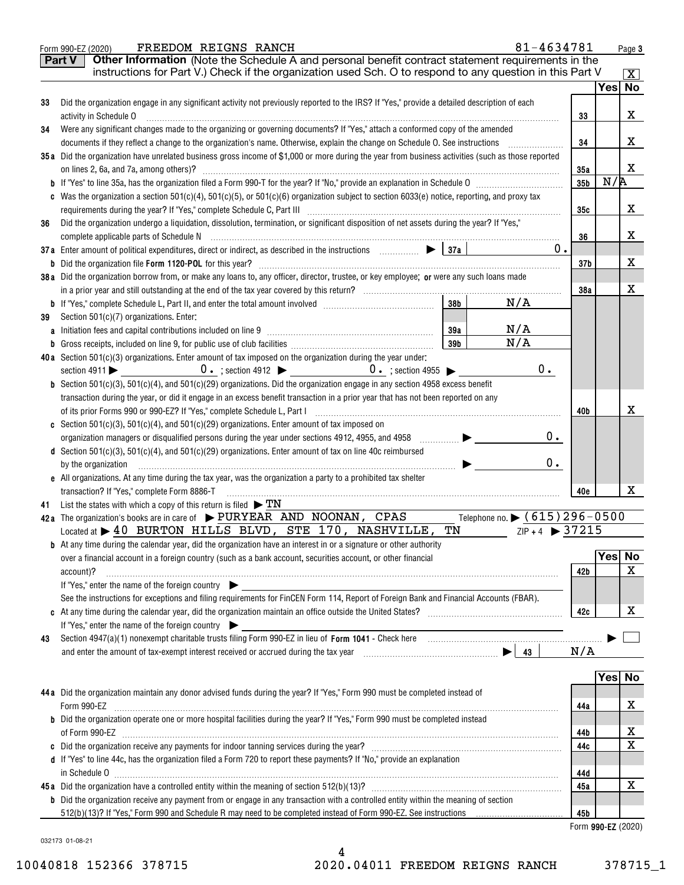Form 990-EZ (2020) FREEDOM REIGNS RANCH 81-4634781

**Part V** **Other Information** (Note the Schedule A and personal benefit contract statement requirements in the instructions for Part V.) Check if the organization used Sch. O to respond to any question in this Part V [X]

| | | | Yes | No |
|---|---|---|---|---|
| 33 | Did the organization engage in any significant activity not previously reported to the IRS? If "Yes," provide a detailed description of each activity in Schedule O | 33 | | X |
| 34 | Were any significant changes made to the organizing or governing documents? If "Yes," attach a conformed copy of the amended documents if they reflect a change to the organization's name. Otherwise, explain the change on Schedule O. See instructions | 34 | | X |
| 35a | Did the organization have unrelated business gross income of $1,000 or more during the year from business activities (such as those reported on lines 2, 6a, and 7a, among others)? | 35a | | X |
| b | If "Yes" to line 35a, has the organization filed a Form 990-T for the year? If "No," provide an explanation in Schedule O | 35b | N/A | |
| c | Was the organization a section 501(c)(4), 501(c)(5), or 501(c)(6) organization subject to section 6033(e) notice, reporting, and proxy tax requirements during the year? If "Yes," complete Schedule C, Part III | 35c | | X |
| 36 | Did the organization undergo a liquidation, dissolution, termination, or significant disposition of net assets during the year? If "Yes," complete applicable parts of Schedule N | 36 | | X |
| 37a | Enter amount of political expenditures, direct or indirect, as described in the instructions ▶ 37a 0. | | | |
| b | Did the organization file **Form 1120-POL** for this year? | 37b | | X |
| 38a | Did the organization borrow from, or make any loans to, any officer, director, trustee, or key employee; **or** were any such loans made in a prior year and still outstanding at the end of the tax year covered by this return? | 38a | | X |
| b | If "Yes," complete Schedule L, Part II, and enter the total amount involved 38b N/A | | | |
| 39 | Section 501(c)(7) organizations. Enter: | | | |
| a | Initiation fees and capital contributions included on line 9 39a N/A | | | |
| b | Gross receipts, included on line 9, for public use of club facilities 39b N/A | | | |
| 40a | Section 501(c)(3) organizations. Enter amount of tax imposed on the organization during the year under: section 4911 ▶ 0. ; section 4912 ▶ 0. ; section 4955 ▶ 0. | | | |
| b | Section 501(c)(3), 501(c)(4), and 501(c)(29) organizations. Did the organization engage in any section 4958 excess benefit transaction during the year, or did it engage in an excess benefit transaction in a prior year that has not been reported on any of its prior Forms 990 or 990-EZ? If "Yes," complete Schedule L, Part I | 40b | | X |
| c | Section 501(c)(3), 501(c)(4), and 501(c)(29) organizations. Enter amount of tax imposed on organization managers or disqualified persons during the year under sections 4912, 4955, and 4958 ▶ 0. | | | |
| d | Section 501(c)(3), 501(c)(4), and 501(c)(29) organizations. Enter amount of tax on line 40c reimbursed by the organization ▶ 0. | | | |
| e | All organizations. At any time during the tax year, was the organization a party to a prohibited tax shelter transaction? If "Yes," complete Form 8886-T | 40e | | X |

41 List the states with which a copy of this return is filed ▶ TN

42a The organization's books are in care of ▶ PURYEAR AND NOONAN, CPAS Telephone no. ▶ (615)296-0500
Located at ▶ 40 BURTON HILLS BLVD, STE 170, NASHVILLE, TN ZIP + 4 ▶ 37215

| | | | Yes | No |
|---|---|---|---|---|
| b | At any time during the calendar year, did the organization have an interest in or a signature or other authority over a financial account in a foreign country (such as a bank account, securities account, or other financial account)? If "Yes," enter the name of the foreign country ▶ See the instructions for exceptions and filing requirements for FinCEN Form 114, Report of Foreign Bank and Financial Accounts (FBAR). | 42b | | X |
| c | At any time during the calendar year, did the organization maintain an office outside the United States? If "Yes," enter the name of the foreign country ▶ | 42c | | X |

43 Section 4947(a)(1) nonexempt charitable trusts filing Form 990-EZ in lieu of **Form 1041** - Check here ▶ [ ]
and enter the amount of tax-exempt interest received or accrued during the tax year ▶ 43 N/A

| | | | Yes | No |
|---|---|---|---|---|
| 44a | Did the organization maintain any donor advised funds during the year? If "Yes," Form 990 must be completed instead of Form 990-EZ | 44a | | X |
| b | Did the organization operate one or more hospital facilities during the year? If "Yes," Form 990 must be completed instead of Form 990-EZ | 44b | | X |
| c | Did the organization receive any payments for indoor tanning services during the year? | 44c | | X |
| d | If "Yes" to line 44c, has the organization filed a Form 720 to report these payments? If "No," provide an explanation in Schedule O | 44d | | |
| 45a | Did the organization have a controlled entity within the meaning of section 512(b)(13)? | 45a | | X |
| b | Did the organization receive any payment from or engage in any transaction with a controlled entity within the meaning of section 512(b)(13)? If "Yes," Form 990 and Schedule R may need to be completed instead of Form 990-EZ. See instructions | 45b | | |

Form **990-EZ** (2020)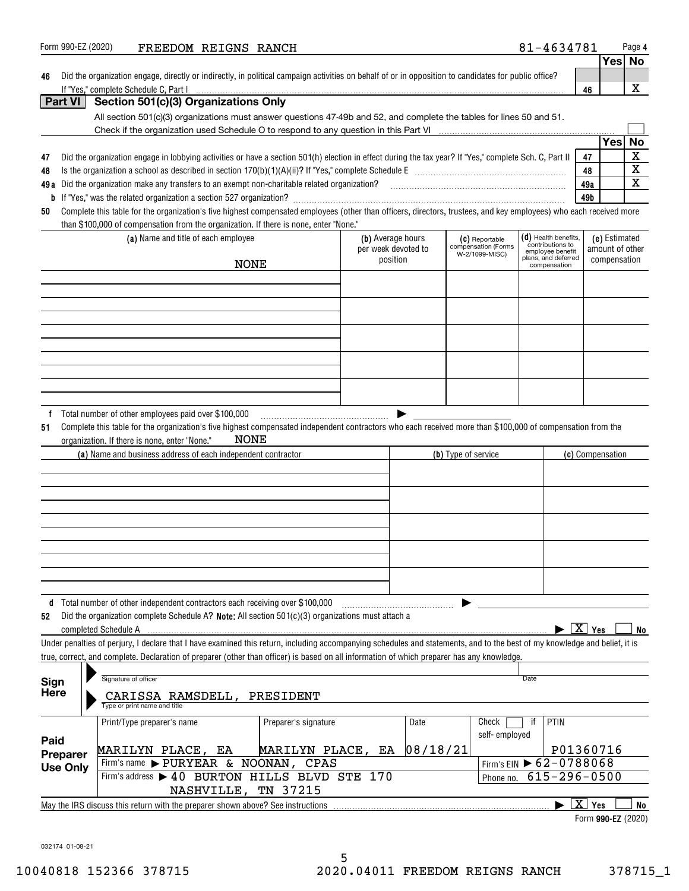Form 990-EZ (2020) FREEDOM REIGNS RANCH 81-4634781 Page **4**

| | | | Yes | No |
|---|---|---|---|---|
| **46** | Did the organization engage, directly or indirectly, in political campaign activities on behalf of or in opposition to candidates for public office? If "Yes," complete Schedule C, Part I | 46 | | X |

## Part VI Section 501(c)(3) Organizations Only

All section 501(c)(3) organizations must answer questions 47-49b and 52, and complete the tables for lines 50 and 51.

Check if the organization used Schedule O to respond to any question in this Part VI ☐

| | | | Yes | No |
|---|---|---|---|---|
| **47** | Did the organization engage in lobbying activities or have a section 501(h) election in effect during the tax year? If "Yes," complete Sch. C, Part II | 47 | | X |
| **48** | Is the organization a school as described in section 170(b)(1)(A)(ii)? If "Yes," complete Schedule E | 48 | | X |
| **49a** | Did the organization make any transfers to an exempt non-charitable related organization? | 49a | | X |
| **b** | If "Yes," was the related organization a section 527 organization? | 49b | | |

**50** Complete this table for the organization's five highest compensated employees (other than officers, directors, trustees, and key employees) who each received more than $100,000 of compensation from the organization. If there is none, enter "None."

| (a) Name and title of each employee | (b) Average hours per week devoted to position | (c) Reportable compensation (Forms W-2/1099-MISC) | (d) Health benefits, contributions to employee benefit plans, and deferred compensation | (e) Estimated amount of other compensation |
|---|---|---|---|---|
| NONE | | | | |
| | | | | |
| | | | | |
| | | | | |
| | | | | |

**f** Total number of other employees paid over $100,000 ▶

**51** Complete this table for the organization's five highest compensated independent contractors who each received more than $100,000 of compensation from the organization. If there is none, enter "None." NONE

| (a) Name and business address of each independent contractor | (b) Type of service | (c) Compensation |
|---|---|---|
| | | |
| | | |
| | | |
| | | |
| | | |

**d** Total number of other independent contractors each receiving over $100,000 ▶

**52** Did the organization complete Schedule A? **Note:** All section 501(c)(3) organizations must attach a completed Schedule A ▶ [X] Yes ☐ No

Under penalties of perjury, I declare that I have examined this return, including accompanying schedules and statements, and to the best of my knowledge and belief, it is true, correct, and complete. Declaration of preparer (other than officer) is based on all information of which preparer has any knowledge.

**Sign Here**

Signature of officer ▶ Date

CARISSA RAMSDELL, PRESIDENT
Type or print name and title

**Paid Preparer Use Only**

| Print/Type preparer's name | Preparer's signature | Date | Check ☐ if self-employed | PTIN |
|---|---|---|---|---|
| MARILYN PLACE, EA | MARILYN PLACE, EA | 08/18/21 | | P01360716 |

Firm's name ▶ PURYEAR & NOONAN, CPAS — Firm's EIN ▶ 62-0788068

Firm's address ▶ 40 BURTON HILLS BLVD STE 170, NASHVILLE, TN 37215 — Phone no. 615-296-0500

May the IRS discuss this return with the preparer shown above? See instructions ▶ [X] Yes ☐ No

Form **990-EZ** (2020)

032174 01-08-21

10040818 152366 378715 2020.04011 FREEDOM REIGNS RANCH 378715_1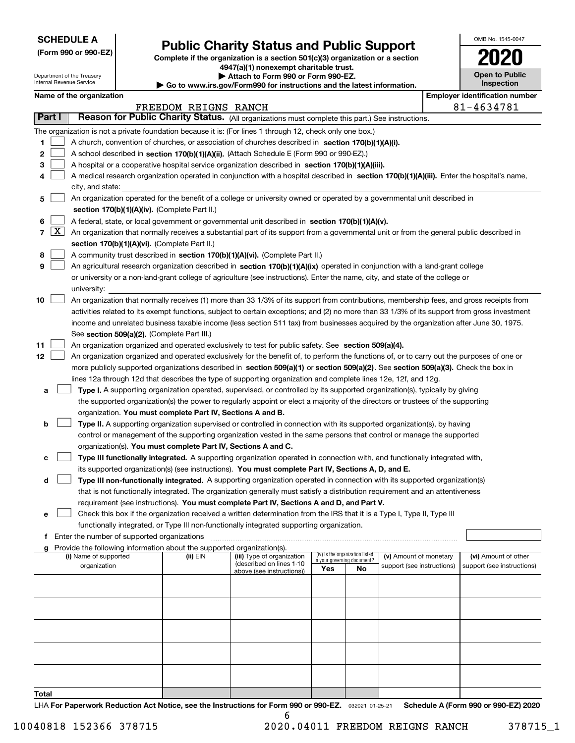**SCHEDULE A**
**(Form 990 or 990-EZ)**

Department of the Treasury
Internal Revenue Service

# Public Charity Status and Public Support

**Complete if the organization is a section 501(c)(3) organization or a section 4947(a)(1) nonexempt charitable trust.**
**▶ Attach to Form 990 or Form 990-EZ.**
**▶ Go to www.irs.gov/Form990 for instructions and the latest information.**

OMB No. 1545-0047

**2020**

**Open to Public Inspection**

**Name of the organization:** FREEDOM REIGNS RANCH
**Employer identification number:** 81-4634781

**Part I** **Reason for Public Charity Status.** (All organizations must complete this part.) See instructions.

The organization is not a private foundation because it is: (For lines 1 through 12, check only one box.)

1 ☐ A church, convention of churches, or association of churches described in **section 170(b)(1)(A)(i).**

2 ☐ A school described in **section 170(b)(1)(A)(ii).** (Attach Schedule E (Form 990 or 990-EZ).)

3 ☐ A hospital or a cooperative hospital service organization described in **section 170(b)(1)(A)(iii).**

4 ☐ A medical research organization operated in conjunction with a hospital described in **section 170(b)(1)(A)(iii).** Enter the hospital's name, city, and state:

5 ☐ An organization operated for the benefit of a college or university owned or operated by a governmental unit described in **section 170(b)(1)(A)(iv).** (Complete Part II.)

6 ☐ A federal, state, or local government or governmental unit described in **section 170(b)(1)(A)(v).**

7 ☒ An organization that normally receives a substantial part of its support from a governmental unit or from the general public described in **section 170(b)(1)(A)(vi).** (Complete Part II.)

8 ☐ A community trust described in **section 170(b)(1)(A)(vi).** (Complete Part II.)

9 ☐ An agricultural research organization described in **section 170(b)(1)(A)(ix)** operated in conjunction with a land-grant college or university or a non-land-grant college of agriculture (see instructions). Enter the name, city, and state of the college or university:

10 ☐ An organization that normally receives (1) more than 33 1/3% of its support from contributions, membership fees, and gross receipts from activities related to its exempt functions, subject to certain exceptions; and (2) no more than 33 1/3% of its support from gross investment income and unrelated business taxable income (less section 511 tax) from businesses acquired by the organization after June 30, 1975. See **section 509(a)(2).** (Complete Part III.)

11 ☐ An organization organized and operated exclusively to test for public safety. See **section 509(a)(4).**

12 ☐ An organization organized and operated exclusively for the benefit of, to perform the functions of, or to carry out the purposes of one or more publicly supported organizations described in **section 509(a)(1)** or **section 509(a)(2)**. See **section 509(a)(3).** Check the box in lines 12a through 12d that describes the type of supporting organization and complete lines 12e, 12f, and 12g.

a ☐ **Type I.** A supporting organization operated, supervised, or controlled by its supported organization(s), typically by giving the supported organization(s) the power to regularly appoint or elect a majority of the directors or trustees of the supporting organization. **You must complete Part IV, Sections A and B.**

b ☐ **Type II.** A supporting organization supervised or controlled in connection with its supported organization(s), by having control or management of the supporting organization vested in the same persons that control or manage the supported organization(s). **You must complete Part IV, Sections A and C.**

c ☐ **Type III functionally integrated.** A supporting organization operated in connection with, and functionally integrated with, its supported organization(s) (see instructions). **You must complete Part IV, Sections A, D, and E.**

d ☐ **Type III non-functionally integrated.** A supporting organization operated in connection with its supported organization(s) that is not functionally integrated. The organization generally must satisfy a distribution requirement and an attentiveness requirement (see instructions). **You must complete Part IV, Sections A and D, and Part V.**

e ☐ Check this box if the organization received a written determination from the IRS that it is a Type I, Type II, Type III functionally integrated, or Type III non-functionally integrated supporting organization.

f Enter the number of supported organizations

g Provide the following information about the supported organization(s).

| (i) Name of supported organization | (ii) EIN | (iii) Type of organization (described on lines 1-10 above (see instructions)) | (iv) Is the organization listed in your governing document? Yes | No | (v) Amount of monetary support (see instructions) | (vi) Amount of other support (see instructions) |
|---|---|---|---|---|---|---|
| | | | | | | |
| | | | | | | |
| | | | | | | |
| | | | | | | |
| | | | | | | |
| **Total** | | | | | | |

LHA **For Paperwork Reduction Act Notice, see the Instructions for Form 990 or 990-EZ.** 032021 01-25-21 **Schedule A (Form 990 or 990-EZ) 2020**

10040818 152366 378715 2020.04011 FREEDOM REIGNS RANCH 378715_1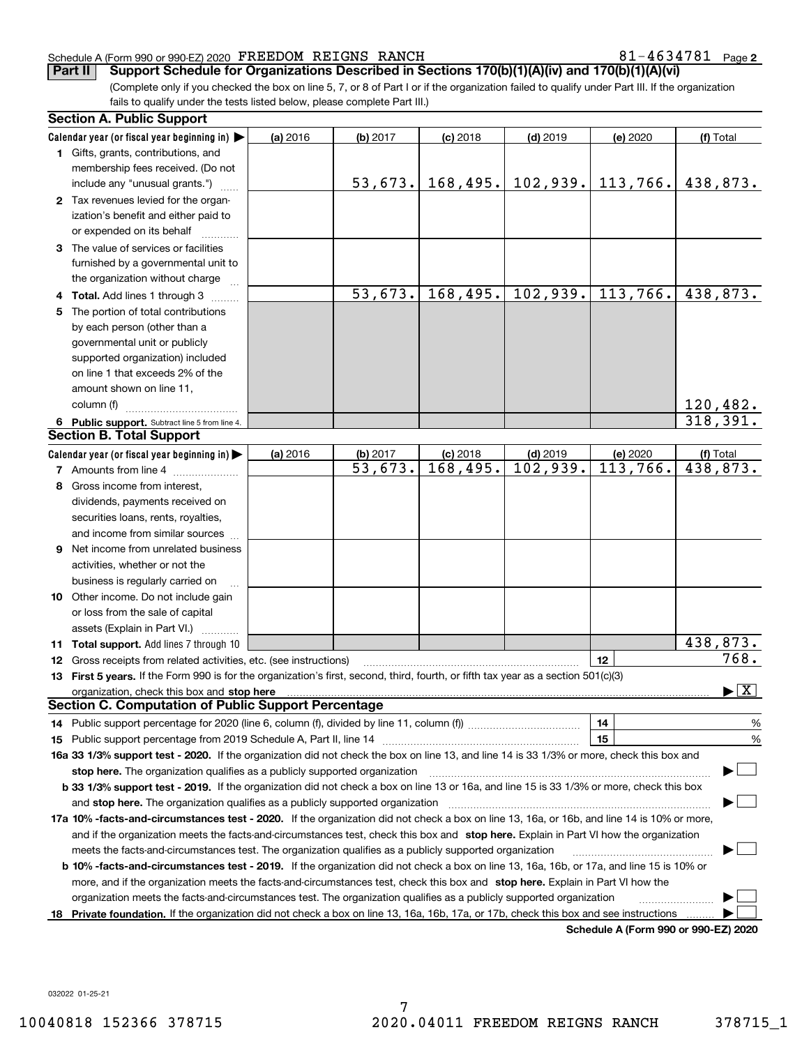Schedule A (Form 990 or 990-EZ) 2020 FREEDOM REIGNS RANCH 81-4634781 Page 2

**Part II Support Schedule for Organizations Described in Sections 170(b)(1)(A)(iv) and 170(b)(1)(A)(vi)**

(Complete only if you checked the box on line 5, 7, or 8 of Part I or if the organization failed to qualify under Part III. If the organization fails to qualify under the tests listed below, please complete Part III.)

## Section A. Public Support

| Calendar year (or fiscal year beginning in) ▶ | (a) 2016 | (b) 2017 | (c) 2018 | (d) 2019 | (e) 2020 | (f) Total |
|---|---|---|---|---|---|---|
| **1** Gifts, grants, contributions, and membership fees received. (Do not include any "unusual grants.") | | 53,673. | 168,495. | 102,939. | 113,766. | 438,873. |
| **2** Tax revenues levied for the organization's benefit and either paid to or expended on its behalf | | | | | | |
| **3** The value of services or facilities furnished by a governmental unit to the organization without charge | | | | | | |
| **4 Total.** Add lines 1 through 3 | | 53,673. | 168,495. | 102,939. | 113,766. | 438,873. |
| **5** The portion of total contributions by each person (other than a governmental unit or publicly supported organization) included on line 1 that exceeds 2% of the amount shown on line 11, column (f) | | | | | | 120,482. |
| **6 Public support.** Subtract line 5 from line 4. | | | | | | 318,391. |

## Section B. Total Support

| Calendar year (or fiscal year beginning in) ▶ | (a) 2016 | (b) 2017 | (c) 2018 | (d) 2019 | (e) 2020 | (f) Total |
|---|---|---|---|---|---|---|
| **7** Amounts from line 4 | | 53,673. | 168,495. | 102,939. | 113,766. | 438,873. |
| **8** Gross income from interest, dividends, payments received on securities loans, rents, royalties, and income from similar sources | | | | | | |
| **9** Net income from unrelated business activities, whether or not the business is regularly carried on | | | | | | |
| **10** Other income. Do not include gain or loss from the sale of capital assets (Explain in Part VI.) | | | | | | |
| **11 Total support.** Add lines 7 through 10 | | | | | | 438,873. |

**12** Gross receipts from related activities, etc. (see instructions) | **12** | 768.

**13 First 5 years.** If the Form 990 is for the organization's first, second, third, fourth, or fifth tax year as a section 501(c)(3) organization, check this box and **stop here** ▶ [X]

## Section C. Computation of Public Support Percentage

**14** Public support percentage for 2020 (line 6, column (f), divided by line 11, column (f)) | **14** | %

**15** Public support percentage from 2019 Schedule A, Part II, line 14 | **15** | %

**16a 33 1/3% support test - 2020.** If the organization did not check the box on line 13, and line 14 is 33 1/3% or more, check this box and **stop here.** The organization qualifies as a publicly supported organization ▶ [ ]

**b 33 1/3% support test - 2019.** If the organization did not check a box on line 13 or 16a, and line 15 is 33 1/3% or more, check this box and **stop here.** The organization qualifies as a publicly supported organization ▶ [ ]

**17a 10% -facts-and-circumstances test - 2020.** If the organization did not check a box on line 13, 16a, or 16b, and line 14 is 10% or more, and if the organization meets the facts-and-circumstances test, check this box and **stop here.** Explain in Part VI how the organization meets the facts-and-circumstances test. The organization qualifies as a publicly supported organization ▶ [ ]

**b 10% -facts-and-circumstances test - 2019.** If the organization did not check a box on line 13, 16a, 16b, or 17a, and line 15 is 10% or more, and if the organization meets the facts-and-circumstances test, check this box and **stop here.** Explain in Part VI how the organization meets the facts-and-circumstances test. The organization qualifies as a publicly supported organization ▶ [ ]

**18 Private foundation.** If the organization did not check a box on line 13, 16a, 16b, 17a, or 17b, check this box and see instructions ▶ [ ]

**Schedule A (Form 990 or 990-EZ) 2020**

032022 01-25-21

10040818 152366 378715 2020.04011 FREEDOM REIGNS RANCH 378715_1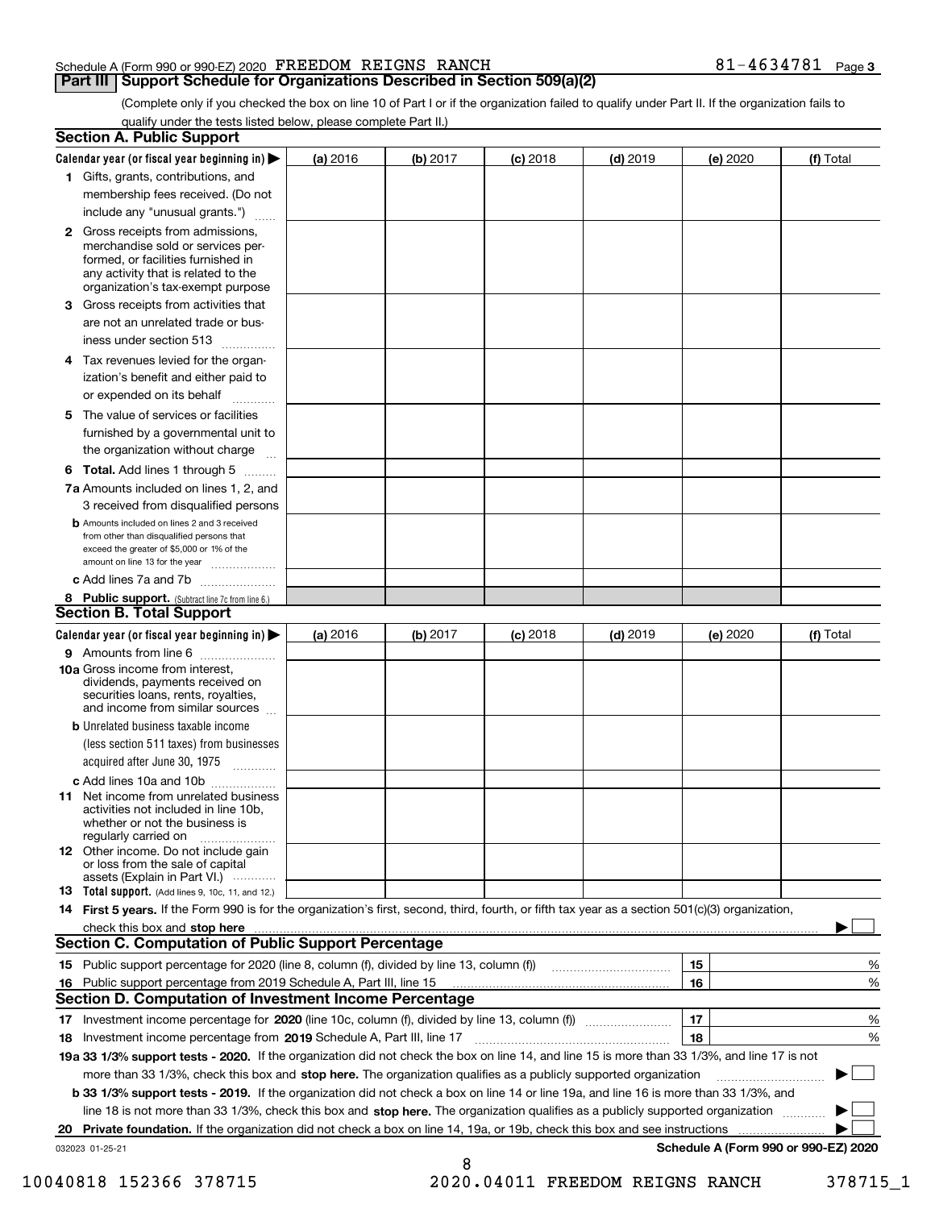Schedule A (Form 990 or 990-EZ) 2020 FREEDOM REIGNS RANCH 81-4634781 Page 3

## Part III Support Schedule for Organizations Described in Section 509(a)(2)

(Complete only if you checked the box on line 10 of Part I or if the organization failed to qualify under Part II. If the organization fails to qualify under the tests listed below, please complete Part II.)

### Section A. Public Support

| Calendar year (or fiscal year beginning in) ▶ | (a) 2016 | (b) 2017 | (c) 2018 | (d) 2019 | (e) 2020 | (f) Total |
|---|---|---|---|---|---|---|
| 1 Gifts, grants, contributions, and membership fees received. (Do not include any "unusual grants.") | | | | | | |
| 2 Gross receipts from admissions, merchandise sold or services performed, or facilities furnished in any activity that is related to the organization's tax-exempt purpose | | | | | | |
| 3 Gross receipts from activities that are not an unrelated trade or business under section 513 | | | | | | |
| 4 Tax revenues levied for the organization's benefit and either paid to or expended on its behalf | | | | | | |
| 5 The value of services or facilities furnished by a governmental unit to the organization without charge | | | | | | |
| 6 **Total.** Add lines 1 through 5 | | | | | | |
| 7a Amounts included on lines 1, 2, and 3 received from disqualified persons | | | | | | |
| b Amounts included on lines 2 and 3 received from other than disqualified persons that exceed the greater of $5,000 or 1% of the amount on line 13 for the year | | | | | | |
| c Add lines 7a and 7b | | | | | | |
| 8 **Public support.** (Subtract line 7c from line 6.) | | | | | | |

### Section B. Total Support

| Calendar year (or fiscal year beginning in) ▶ | (a) 2016 | (b) 2017 | (c) 2018 | (d) 2019 | (e) 2020 | (f) Total |
|---|---|---|---|---|---|---|
| 9 Amounts from line 6 | | | | | | |
| 10a Gross income from interest, dividends, payments received on securities loans, rents, royalties, and income from similar sources | | | | | | |
| b Unrelated business taxable income (less section 511 taxes) from businesses acquired after June 30, 1975 | | | | | | |
| c Add lines 10a and 10b | | | | | | |
| 11 Net income from unrelated business activities not included in line 10b, whether or not the business is regularly carried on | | | | | | |
| 12 Other income. Do not include gain or loss from the sale of capital assets (Explain in Part VI.) | | | | | | |
| 13 **Total support.** (Add lines 9, 10c, 11, and 12.) | | | | | | |

14 **First 5 years.** If the Form 990 is for the organization's first, second, third, fourth, or fifth tax year as a section 501(c)(3) organization, check this box and **stop here** ▶ ☐

### Section C. Computation of Public Support Percentage

| | | | |
|---|---|---|---|
| 15 | Public support percentage for 2020 (line 8, column (f), divided by line 13, column (f)) | 15 | % |
| 16 | Public support percentage from 2019 Schedule A, Part III, line 15 | 16 | % |

### Section D. Computation of Investment Income Percentage

| | | | |
|---|---|---|---|
| 17 | Investment income percentage for **2020** (line 10c, column (f), divided by line 13, column (f)) | 17 | % |
| 18 | Investment income percentage from **2019** Schedule A, Part III, line 17 | 18 | % |

19a **33 1/3% support tests - 2020.** If the organization did not check the box on line 14, and line 15 is more than 33 1/3%, and line 17 is not more than 33 1/3%, check this box and **stop here.** The organization qualifies as a publicly supported organization ▶ ☐

b **33 1/3% support tests - 2019.** If the organization did not check a box on line 14 or line 19a, and line 16 is more than 33 1/3%, and line 18 is not more than 33 1/3%, check this box and **stop here.** The organization qualifies as a publicly supported organization ▶ ☐

20 **Private foundation.** If the organization did not check a box on line 14, 19a, or 19b, check this box and see instructions ▶ ☐

032023 01-25-21 **Schedule A (Form 990 or 990-EZ) 2020**

10040818 152366 378715 2020.04011 FREEDOM REIGNS RANCH 378715_1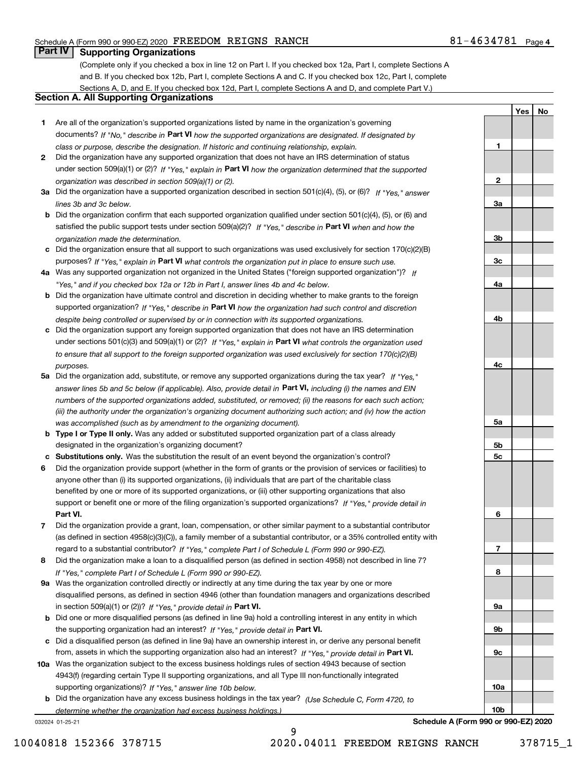## Part IV Supporting Organizations

(Complete only if you checked a box in line 12 on Part I. If you checked box 12a, Part I, complete Sections A and B. If you checked box 12b, Part I, complete Sections A and C. If you checked box 12c, Part I, complete Sections A, D, and E. If you checked box 12d, Part I, complete Sections A and D, and complete Part V.)

### Section A. All Supporting Organizations

| | | Line | Yes | No |
|---|---|---|---|---|
| **1** | Are all of the organization's supported organizations listed by name in the organization's governing documents? *If "No," describe in* **Part VI** *how the supported organizations are designated. If designated by class or purpose, describe the designation. If historic and continuing relationship, explain.* | 1 | | |
| **2** | Did the organization have any supported organization that does not have an IRS determination of status under section 509(a)(1) or (2)? *If "Yes," explain in* **Part VI** *how the organization determined that the supported organization was described in section 509(a)(1) or (2).* | 2 | | |
| **3a** | Did the organization have a supported organization described in section 501(c)(4), (5), or (6)? *If "Yes," answer lines 3b and 3c below.* | 3a | | |
| **b** | Did the organization confirm that each supported organization qualified under section 501(c)(4), (5), or (6) and satisfied the public support tests under section 509(a)(2)? *If "Yes," describe in* **Part VI** *when and how the organization made the determination.* | 3b | | |
| **c** | Did the organization ensure that all support to such organizations was used exclusively for section 170(c)(2)(B) purposes? *If "Yes," explain in* **Part VI** *what controls the organization put in place to ensure such use.* | 3c | | |
| **4a** | Was any supported organization not organized in the United States ("foreign supported organization")? *If "Yes," and if you checked box 12a or 12b in Part I, answer lines 4b and 4c below.* | 4a | | |
| **b** | Did the organization have ultimate control and discretion in deciding whether to make grants to the foreign supported organization? *If "Yes," describe in* **Part VI** *how the organization had such control and discretion despite being controlled or supervised by or in connection with its supported organizations.* | 4b | | |
| **c** | Did the organization support any foreign supported organization that does not have an IRS determination under sections 501(c)(3) and 509(a)(1) or (2)? *If "Yes," explain in* **Part VI** *what controls the organization used to ensure that all support to the foreign supported organization was used exclusively for section 170(c)(2)(B) purposes.* | 4c | | |
| **5a** | Did the organization add, substitute, or remove any supported organizations during the tax year? *If "Yes," answer lines 5b and 5c below (if applicable). Also, provide detail in* **Part VI,** *including (i) the names and EIN numbers of the supported organizations added, substituted, or removed; (ii) the reasons for each such action; (iii) the authority under the organization's organizing document authorizing such action; and (iv) how the action was accomplished (such as by amendment to the organizing document).* | 5a | | |
| **b** | **Type I or Type II only.** Was any added or substituted supported organization part of a class already designated in the organization's organizing document? | 5b | | |
| **c** | **Substitutions only.** Was the substitution the result of an event beyond the organization's control? | 5c | | |
| **6** | Did the organization provide support (whether in the form of grants or the provision of services or facilities) to anyone other than (i) its supported organizations, (ii) individuals that are part of the charitable class benefited by one or more of its supported organizations, or (iii) other supporting organizations that also support or benefit one or more of the filing organization's supported organizations? *If "Yes," provide detail in* **Part VI.** | 6 | | |
| **7** | Did the organization provide a grant, loan, compensation, or other similar payment to a substantial contributor (as defined in section 4958(c)(3)(C)), a family member of a substantial contributor, or a 35% controlled entity with regard to a substantial contributor? *If "Yes," complete Part I of Schedule L (Form 990 or 990-EZ).* | 7 | | |
| **8** | Did the organization make a loan to a disqualified person (as defined in section 4958) not described in line 7? *If "Yes," complete Part I of Schedule L (Form 990 or 990-EZ).* | 8 | | |
| **9a** | Was the organization controlled directly or indirectly at any time during the tax year by one or more disqualified persons, as defined in section 4946 (other than foundation managers and organizations described in section 509(a)(1) or (2))? *If "Yes," provide detail in* **Part VI.** | 9a | | |
| **b** | Did one or more disqualified persons (as defined in line 9a) hold a controlling interest in any entity in which the supporting organization had an interest? *If "Yes," provide detail in* **Part VI.** | 9b | | |
| **c** | Did a disqualified person (as defined in line 9a) have an ownership interest in, or derive any personal benefit from, assets in which the supporting organization also had an interest? *If "Yes," provide detail in* **Part VI.** | 9c | | |
| **10a** | Was the organization subject to the excess business holdings rules of section 4943 because of section 4943(f) (regarding certain Type II supporting organizations, and all Type III non-functionally integrated supporting organizations)? *If "Yes," answer line 10b below.* | 10a | | |
| **b** | Did the organization have any excess business holdings in the tax year? *(Use Schedule C, Form 4720, to determine whether the organization had excess business holdings.)* | 10b | | |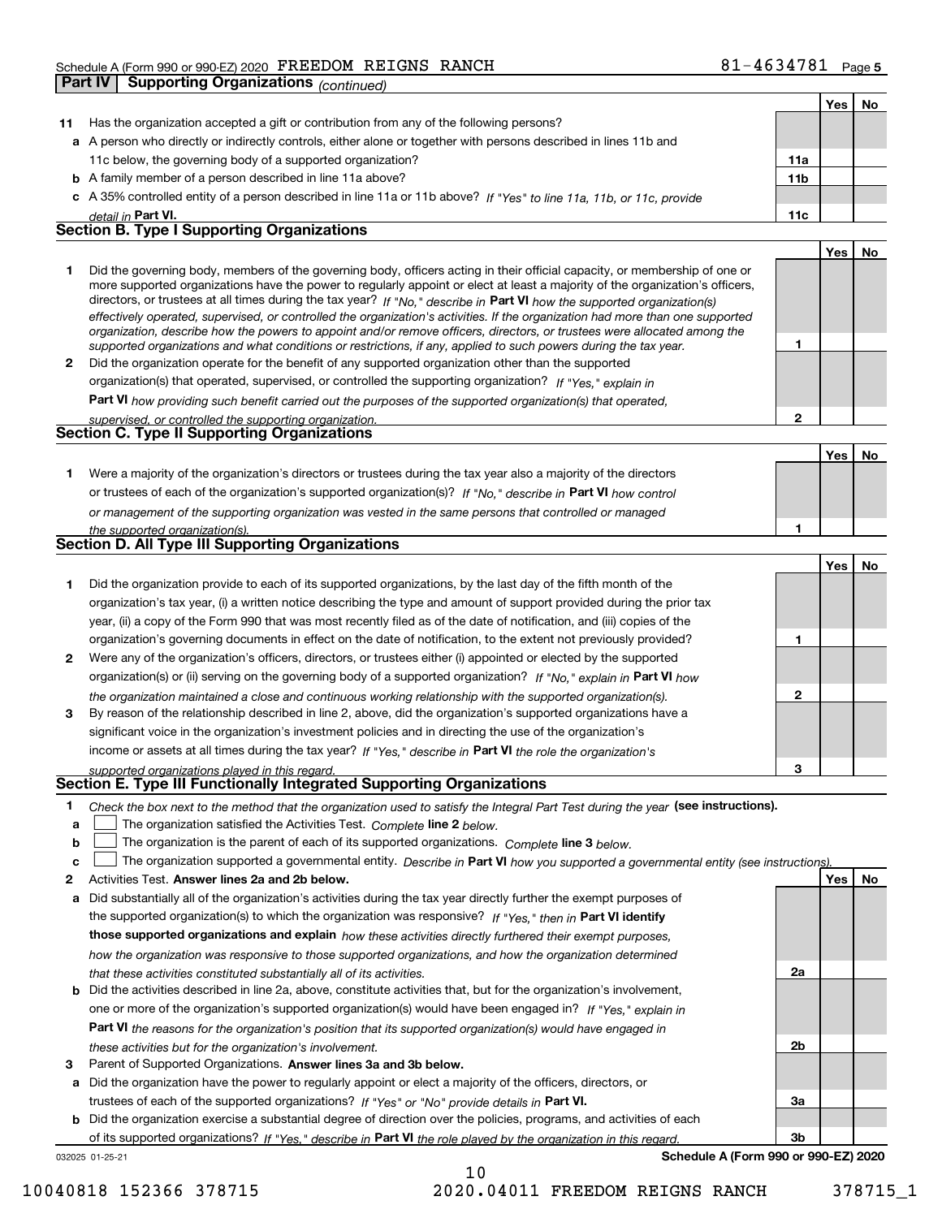Schedule A (Form 990 or 990-EZ) 2020 FREEDOM REIGNS RANCH 81-4634781 Page **5**

## Part IV Supporting Organizations *(continued)*

| | | | Yes | No |
|---|---|---|---|---|
| **11** | Has the organization accepted a gift or contribution from any of the following persons? | | | |
| **a** | A person who directly or indirectly controls, either alone or together with persons described in lines 11b and 11c below, the governing body of a supported organization? | **11a** | | |
| **b** | A family member of a person described in line 11a above? | **11b** | | |
| **c** | A 35% controlled entity of a person described in line 11a or 11b above? *If "Yes" to line 11a, 11b, or 11c, provide detail in* **Part VI.** | **11c** | | |

### Section B. Type I Supporting Organizations

| | | | Yes | No |
|---|---|---|---|---|
| **1** | Did the governing body, members of the governing body, officers acting in their official capacity, or membership of one or more supported organizations have the power to regularly appoint or elect at least a majority of the organization's officers, directors, or trustees at all times during the tax year? *If "No," describe in* **Part VI** *how the supported organization(s) effectively operated, supervised, or controlled the organization's activities. If the organization had more than one supported organization, describe how the powers to appoint and/or remove officers, directors, or trustees were allocated among the supported organizations and what conditions or restrictions, if any, applied to such powers during the tax year.* | **1** | | |
| **2** | Did the organization operate for the benefit of any supported organization other than the supported organization(s) that operated, supervised, or controlled the supporting organization? *If "Yes," explain in* **Part VI** *how providing such benefit carried out the purposes of the supported organization(s) that operated, supervised, or controlled the supporting organization.* | **2** | | |

### Section C. Type II Supporting Organizations

| | | | Yes | No |
|---|---|---|---|---|
| **1** | Were a majority of the organization's directors or trustees during the tax year also a majority of the directors or trustees of each of the organization's supported organization(s)? *If "No," describe in* **Part VI** *how control or management of the supporting organization was vested in the same persons that controlled or managed the supported organization(s).* | **1** | | |

### Section D. All Type III Supporting Organizations

| | | | Yes | No |
|---|---|---|---|---|
| **1** | Did the organization provide to each of its supported organizations, by the last day of the fifth month of the organization's tax year, (i) a written notice describing the type and amount of support provided during the prior tax year, (ii) a copy of the Form 990 that was most recently filed as of the date of notification, and (iii) copies of the organization's governing documents in effect on the date of notification, to the extent not previously provided? | **1** | | |
| **2** | Were any of the organization's officers, directors, or trustees either (i) appointed or elected by the supported organization(s) or (ii) serving on the governing body of a supported organization? *If "No," explain in* **Part VI** *how the organization maintained a close and continuous working relationship with the supported organization(s).* | **2** | | |
| **3** | By reason of the relationship described in line 2, above, did the organization's supported organizations have a significant voice in the organization's investment policies and in directing the use of the organization's income or assets at all times during the tax year? *If "Yes," describe in* **Part VI** *the role the organization's supported organizations played in this regard.* | **3** | | |

### Section E. Type III Functionally Integrated Supporting Organizations

**1** *Check the box next to the method that the organization used to satisfy the Integral Part Test during the year* **(see instructions).**

- **a** ☐ The organization satisfied the Activities Test. *Complete* **line 2** *below.*
- **b** ☐ The organization is the parent of each of its supported organizations. *Complete* **line 3** *below.*
- **c** ☐ The organization supported a governmental entity. *Describe in* **Part VI** *how you supported a governmental entity (see instructions).*

| | | | Yes | No |
|---|---|---|---|---|
| **2** | Activities Test. **Answer lines 2a and 2b below.** | | | |
| **a** | Did substantially all of the organization's activities during the tax year directly further the exempt purposes of the supported organization(s) to which the organization was responsive? *If "Yes," then in* **Part VI identify those supported organizations and explain** *how these activities directly furthered their exempt purposes, how the organization was responsive to those supported organizations, and how the organization determined that these activities constituted substantially all of its activities.* | **2a** | | |
| **b** | Did the activities described in line 2a, above, constitute activities that, but for the organization's involvement, one or more of the organization's supported organization(s) would have been engaged in? *If "Yes," explain in* **Part VI** *the reasons for the organization's position that its supported organization(s) would have engaged in these activities but for the organization's involvement.* | **2b** | | |
| **3** | Parent of Supported Organizations. **Answer lines 3a and 3b below.** | | | |
| **a** | Did the organization have the power to regularly appoint or elect a majority of the officers, directors, or trustees of each of the supported organizations? *If "Yes" or "No" provide details in* **Part VI.** | **3a** | | |
| **b** | Did the organization exercise a substantial degree of direction over the policies, programs, and activities of each of its supported organizations? *If "Yes," describe in* **Part VI** *the role played by the organization in this regard.* | **3b** | | |

032025 01-25-21 **Schedule A (Form 990 or 990-EZ) 2020**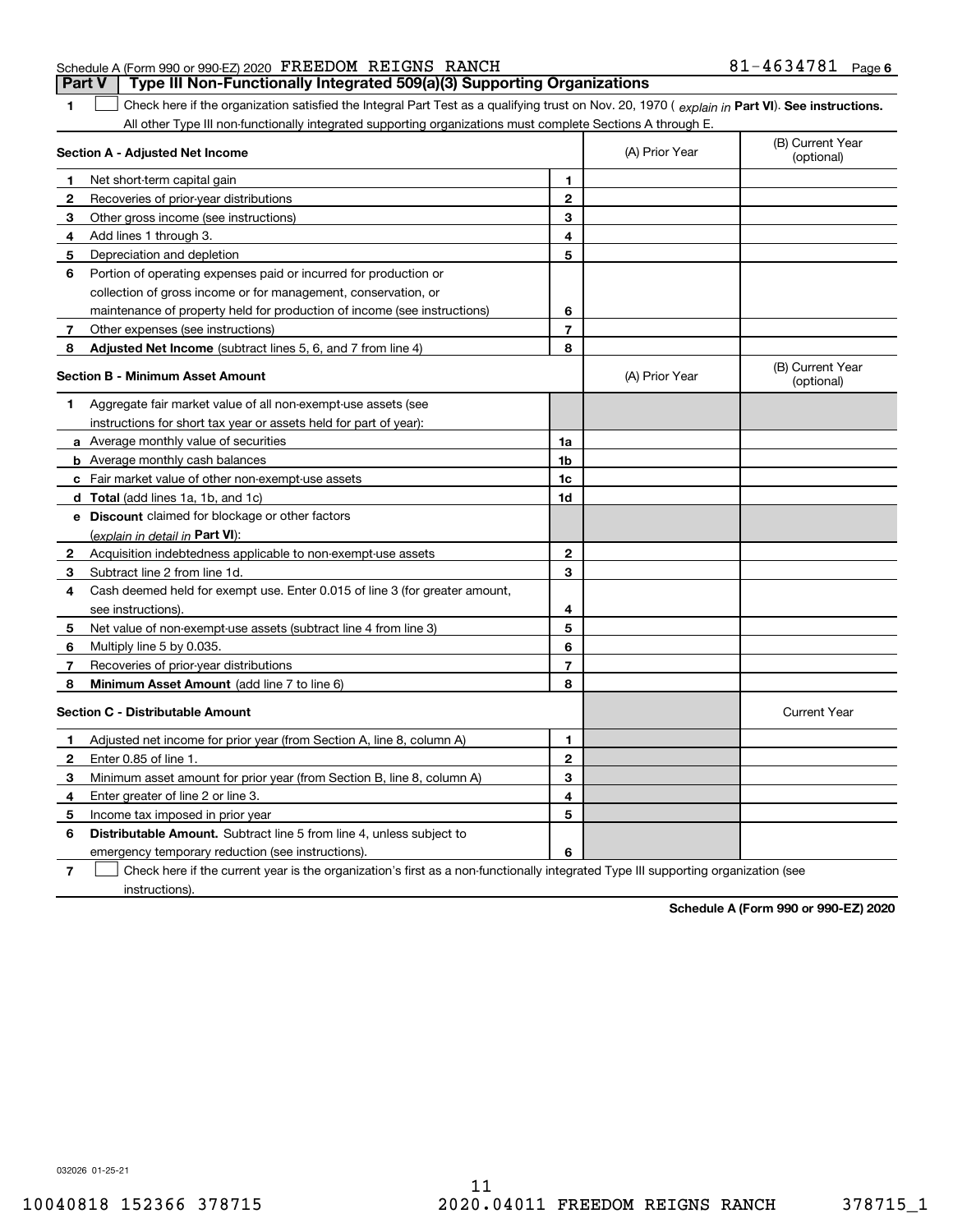Schedule A (Form 990 or 990-EZ) 2020 FREEDOM REIGNS RANCH 81-4634781 Page 6

**Part V | Type III Non-Functionally Integrated 509(a)(3) Supporting Organizations**

**1** ☐ Check here if the organization satisfied the Integral Part Test as a qualifying trust on Nov. 20, 1970 ( *explain in* **Part VI**). **See instructions.** All other Type III non-functionally integrated supporting organizations must complete Sections A through E.

| Section A - Adjusted Net Income | | | (A) Prior Year | (B) Current Year (optional) |
|---|---|---|---|---|
| 1 | Net short-term capital gain | 1 | | |
| 2 | Recoveries of prior-year distributions | 2 | | |
| 3 | Other gross income (see instructions) | 3 | | |
| 4 | Add lines 1 through 3. | 4 | | |
| 5 | Depreciation and depletion | 5 | | |
| 6 | Portion of operating expenses paid or incurred for production or collection of gross income or for management, conservation, or maintenance of property held for production of income (see instructions) | 6 | | |
| 7 | Other expenses (see instructions) | 7 | | |
| 8 | **Adjusted Net Income** (subtract lines 5, 6, and 7 from line 4) | 8 | | |

| Section B - Minimum Asset Amount | | | (A) Prior Year | (B) Current Year (optional) |
|---|---|---|---|---|
| 1 | Aggregate fair market value of all non-exempt-use assets (see instructions for short tax year or assets held for part of year): | | | |
| a | Average monthly value of securities | 1a | | |
| b | Average monthly cash balances | 1b | | |
| c | Fair market value of other non-exempt-use assets | 1c | | |
| d | **Total** (add lines 1a, 1b, and 1c) | 1d | | |
| e | **Discount** claimed for blockage or other factors (*explain in detail in* **Part VI**): | | | |
| 2 | Acquisition indebtedness applicable to non-exempt-use assets | 2 | | |
| 3 | Subtract line 2 from line 1d. | 3 | | |
| 4 | Cash deemed held for exempt use. Enter 0.015 of line 3 (for greater amount, see instructions). | 4 | | |
| 5 | Net value of non-exempt-use assets (subtract line 4 from line 3) | 5 | | |
| 6 | Multiply line 5 by 0.035. | 6 | | |
| 7 | Recoveries of prior-year distributions | 7 | | |
| 8 | **Minimum Asset Amount** (add line 7 to line 6) | 8 | | |

| Section C - Distributable Amount | | | | Current Year |
|---|---|---|---|---|
| 1 | Adjusted net income for prior year (from Section A, line 8, column A) | 1 | | |
| 2 | Enter 0.85 of line 1. | 2 | | |
| 3 | Minimum asset amount for prior year (from Section B, line 8, column A) | 3 | | |
| 4 | Enter greater of line 2 or line 3. | 4 | | |
| 5 | Income tax imposed in prior year | 5 | | |
| 6 | **Distributable Amount.** Subtract line 5 from line 4, unless subject to emergency temporary reduction (see instructions). | 6 | | |

**7** ☐ Check here if the current year is the organization's first as a non-functionally integrated Type III supporting organization (see instructions).

**Schedule A (Form 990 or 990-EZ) 2020**

032026 01-25-21

10040818 152366 378715 2020.04011 FREEDOM REIGNS RANCH 378715_1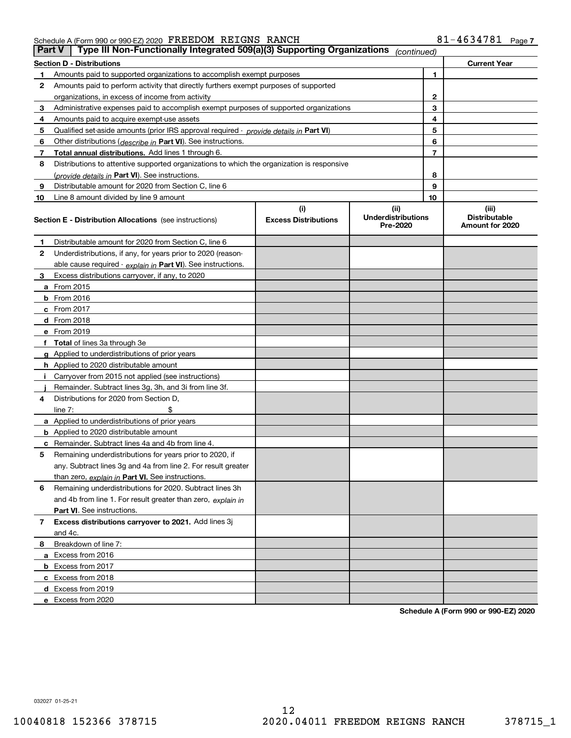Schedule A (Form 990 or 990-EZ) 2020 FREEDOM REIGNS RANCH 81-4634781 Page 7

**Part V** | **Type III Non-Functionally Integrated 509(a)(3) Supporting Organizations** *(continued)*

| **Section D - Distributions** | | | **Current Year** |
|---|---|---|---|
| **1** | Amounts paid to supported organizations to accomplish exempt purposes | 1 | |
| **2** | Amounts paid to perform activity that directly furthers exempt purposes of supported organizations, in excess of income from activity | 2 | |
| **3** | Administrative expenses paid to accomplish exempt purposes of supported organizations | 3 | |
| **4** | Amounts paid to acquire exempt-use assets | 4 | |
| **5** | Qualified set-aside amounts (prior IRS approval required - *provide details in* **Part VI**) | 5 | |
| **6** | Other distributions (*describe in* **Part VI**). See instructions. | 6 | |
| **7** | **Total annual distributions.** Add lines 1 through 6. | 7 | |
| **8** | Distributions to attentive supported organizations to which the organization is responsive (*provide details in* **Part VI**). See instructions. | 8 | |
| **9** | Distributable amount for 2020 from Section C, line 6 | 9 | |
| **10** | Line 8 amount divided by line 9 amount | 10 | |

| **Section E - Distribution Allocations** (see instructions) | **(i)** Excess Distributions | **(ii)** Underdistributions Pre-2020 | **(iii)** Distributable Amount for 2020 |
|---|---|---|---|
| **1** Distributable amount for 2020 from Section C, line 6 | | | |
| **2** Underdistributions, if any, for years prior to 2020 (reasonable cause required - *explain in* **Part VI**). See instructions. | | | |
| **3** Excess distributions carryover, if any, to 2020 | | | |
| **a** From 2015 | | | |
| **b** From 2016 | | | |
| **c** From 2017 | | | |
| **d** From 2018 | | | |
| **e** From 2019 | | | |
| **f** **Total** of lines 3a through 3e | | | |
| **g** Applied to underdistributions of prior years | | | |
| **h** Applied to 2020 distributable amount | | | |
| **i** Carryover from 2015 not applied (see instructions) | | | |
| **j** Remainder. Subtract lines 3g, 3h, and 3i from line 3f. | | | |
| **4** Distributions for 2020 from Section D, line 7: $ | | | |
| **a** Applied to underdistributions of prior years | | | |
| **b** Applied to 2020 distributable amount | | | |
| **c** Remainder. Subtract lines 4a and 4b from line 4. | | | |
| **5** Remaining underdistributions for years prior to 2020, if any. Subtract lines 3g and 4a from line 2. For result greater than zero, *explain in* **Part VI.** See instructions. | | | |
| **6** Remaining underdistributions for 2020. Subtract lines 3h and 4b from line 1. For result greater than zero, *explain in* **Part VI**. See instructions. | | | |
| **7** **Excess distributions carryover to 2021.** Add lines 3j and 4c. | | | |
| **8** Breakdown of line 7: | | | |
| **a** Excess from 2016 | | | |
| **b** Excess from 2017 | | | |
| **c** Excess from 2018 | | | |
| **d** Excess from 2019 | | | |
| **e** Excess from 2020 | | | |

**Schedule A (Form 990 or 990-EZ) 2020**

032027 01-25-21

10040818 152366 378715 2020.04011 FREEDOM REIGNS RANCH 378715_1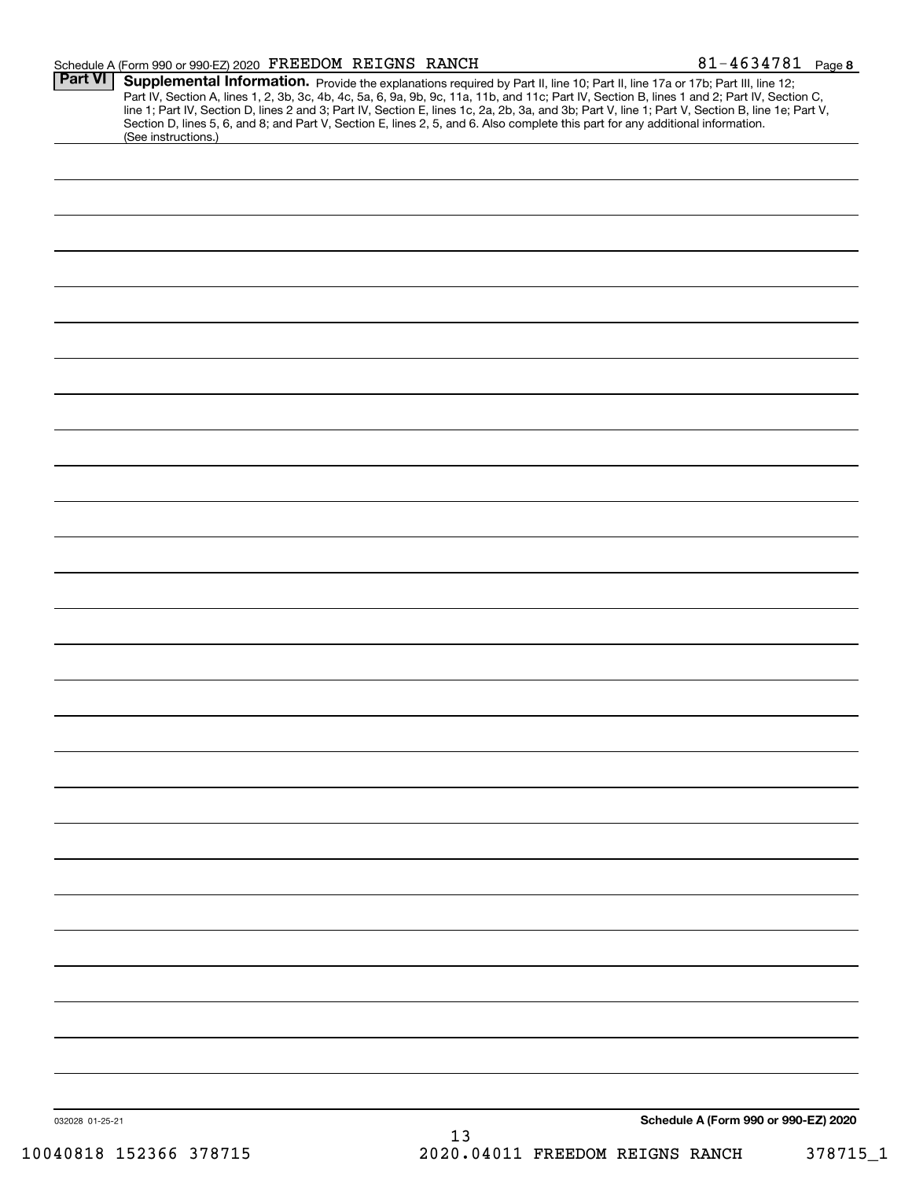Schedule A (Form 990 or 990-EZ) 2020 FREEDOM REIGNS RANCH 81-4634781 Page 8

**Part VI** **Supplemental Information.** Provide the explanations required by Part II, line 10; Part II, line 17a or 17b; Part III, line 12; Part IV, Section A, lines 1, 2, 3b, 3c, 4b, 4c, 5a, 6, 9a, 9b, 9c, 11a, 11b, and 11c; Part IV, Section B, lines 1 and 2; Part IV, Section C, line 1; Part IV, Section D, lines 2 and 3; Part IV, Section E, lines 1c, 2a, 2b, 3a, and 3b; Part V, line 1; Part V, Section B, line 1e; Part V, Section D, lines 5, 6, and 8; and Part V, Section E, lines 2, 5, and 6. Also complete this part for any additional information. (See instructions.)

032028 01-25-21 **Schedule A (Form 990 or 990-EZ) 2020**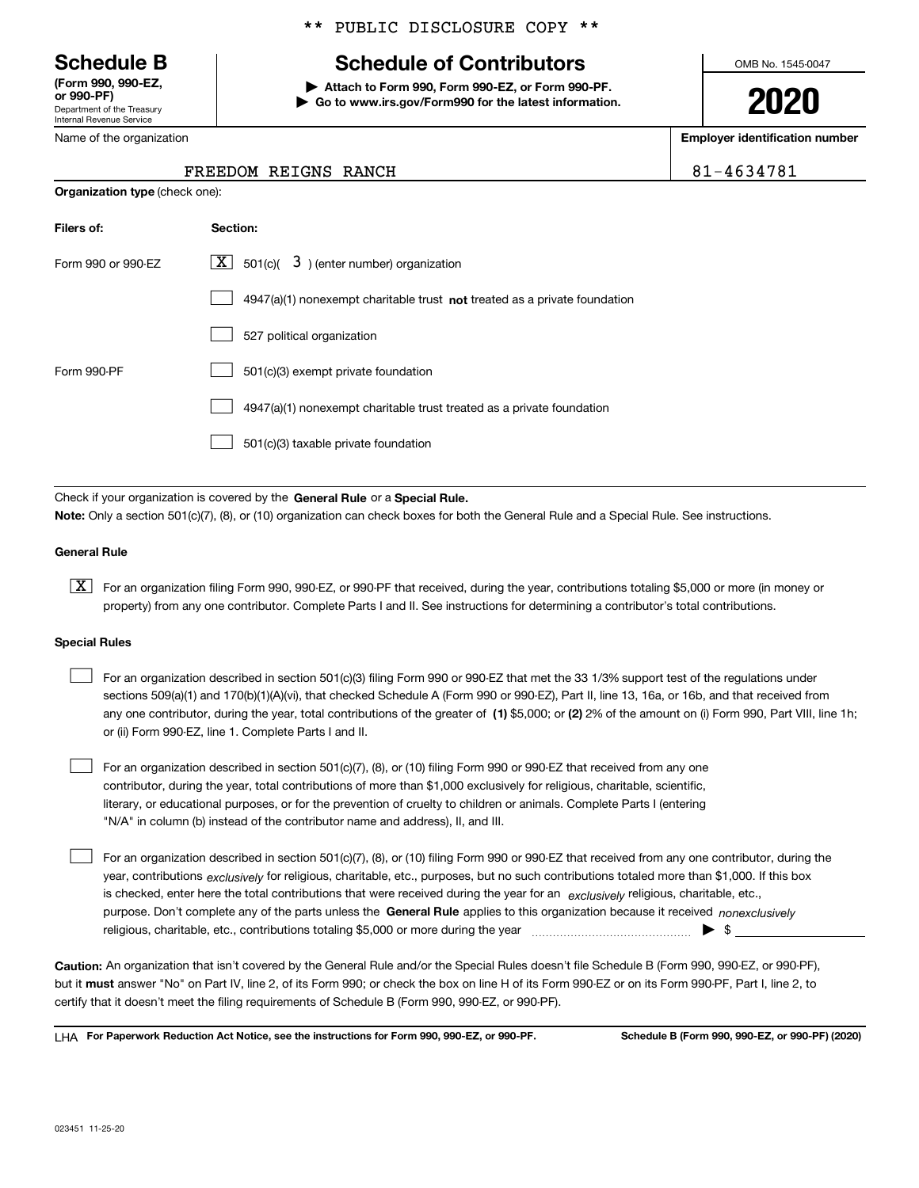** PUBLIC DISCLOSURE COPY **

# Schedule B

**(Form 990, 990-EZ, or 990-PF)**
Department of the Treasury
Internal Revenue Service

## Schedule of Contributors

▶ **Attach to Form 990, Form 990-EZ, or Form 990-PF.**
▶ **Go to www.irs.gov/Form990 for the latest information.**

OMB No. 1545-0047

**2020**

| Name of the organization | Employer identification number |
|---|---|
| FREEDOM REIGNS RANCH | 81-4634781 |

**Organization type** (check one):

| Filers of: | Section: |
|---|---|
| Form 990 or 990-EZ | [X] 501(c)( 3 ) (enter number) organization |
| | [ ] 4947(a)(1) nonexempt charitable trust **not** treated as a private foundation |
| | [ ] 527 political organization |
| Form 990-PF | [ ] 501(c)(3) exempt private foundation |
| | [ ] 4947(a)(1) nonexempt charitable trust treated as a private foundation |
| | [ ] 501(c)(3) taxable private foundation |

Check if your organization is covered by the **General Rule** or a **Special Rule.**

**Note:** Only a section 501(c)(7), (8), or (10) organization can check boxes for both the General Rule and a Special Rule. See instructions.

**General Rule**

[X] For an organization filing Form 990, 990-EZ, or 990-PF that received, during the year, contributions totaling $5,000 or more (in money or property) from any one contributor. Complete Parts I and II. See instructions for determining a contributor's total contributions.

**Special Rules**

[ ] For an organization described in section 501(c)(3) filing Form 990 or 990-EZ that met the 33 1/3% support test of the regulations under sections 509(a)(1) and 170(b)(1)(A)(vi), that checked Schedule A (Form 990 or 990-EZ), Part II, line 13, 16a, or 16b, and that received from any one contributor, during the year, total contributions of the greater of **(1)** $5,000; or **(2)** 2% of the amount on (i) Form 990, Part VIII, line 1h; or (ii) Form 990-EZ, line 1. Complete Parts I and II.

[ ] For an organization described in section 501(c)(7), (8), or (10) filing Form 990 or 990-EZ that received from any one contributor, during the year, total contributions of more than $1,000 exclusively for religious, charitable, scientific, literary, or educational purposes, or for the prevention of cruelty to children or animals. Complete Parts I (entering "N/A" in column (b) instead of the contributor name and address), II, and III.

[ ] For an organization described in section 501(c)(7), (8), or (10) filing Form 990 or 990-EZ that received from any one contributor, during the year, contributions *exclusively* for religious, charitable, etc., purposes, but no such contributions totaled more than $1,000. If this box is checked, enter here the total contributions that were received during the year for an *exclusively* religious, charitable, etc., purpose. Don't complete any of the parts unless the **General Rule** applies to this organization because it received *nonexclusively* religious, charitable, etc., contributions totaling $5,000 or more during the year ▶ $ ____________

**Caution:** An organization that isn't covered by the General Rule and/or the Special Rules doesn't file Schedule B (Form 990, 990-EZ, or 990-PF), but it **must** answer "No" on Part IV, line 2, of its Form 990; or check the box on line H of its Form 990-EZ or on its Form 990-PF, Part I, line 2, to certify that it doesn't meet the filing requirements of Schedule B (Form 990, 990-EZ, or 990-PF).

LHA **For Paperwork Reduction Act Notice, see the instructions for Form 990, 990-EZ, or 990-PF.** **Schedule B (Form 990, 990-EZ, or 990-PF) (2020)**

023451 11-25-20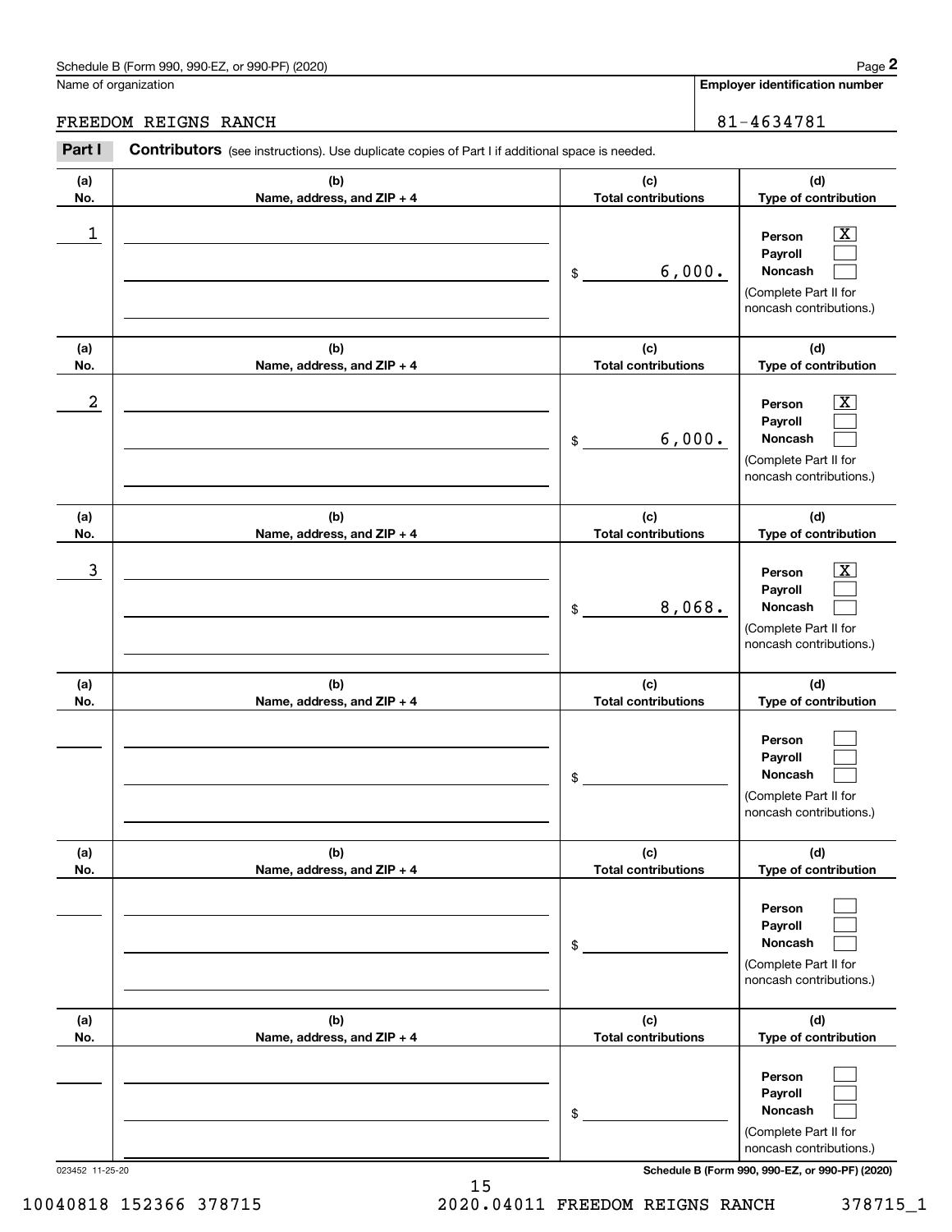Schedule B (Form 990, 990-EZ, or 990-PF) (2020)

Name of organization: FREEDOM REIGNS RANCH

Employer identification number: 81-4634781

**Part I** **Contributors** (see instructions). Use duplicate copies of Part I if additional space is needed.

| (a) No. | (b) Name, address, and ZIP + 4 | (c) Total contributions | (d) Type of contribution |
|---|---|---|---|
| 1 | | $ 6,000. | Person [X] Payroll [ ] Noncash [ ] (Complete Part II for noncash contributions.) |
| 2 | | $ 6,000. | Person [X] Payroll [ ] Noncash [ ] (Complete Part II for noncash contributions.) |
| 3 | | $ 8,068. | Person [X] Payroll [ ] Noncash [ ] (Complete Part II for noncash contributions.) |
| | | $ | Person [ ] Payroll [ ] Noncash [ ] (Complete Part II for noncash contributions.) |
| | | $ | Person [ ] Payroll [ ] Noncash [ ] (Complete Part II for noncash contributions.) |
| | | $ | Person [ ] Payroll [ ] Noncash [ ] (Complete Part II for noncash contributions.) |

023452 11-25-20

Schedule B (Form 990, 990-EZ, or 990-PF) (2020)

10040818 152366 378715    2020.04011 FREEDOM REIGNS RANCH    378715_1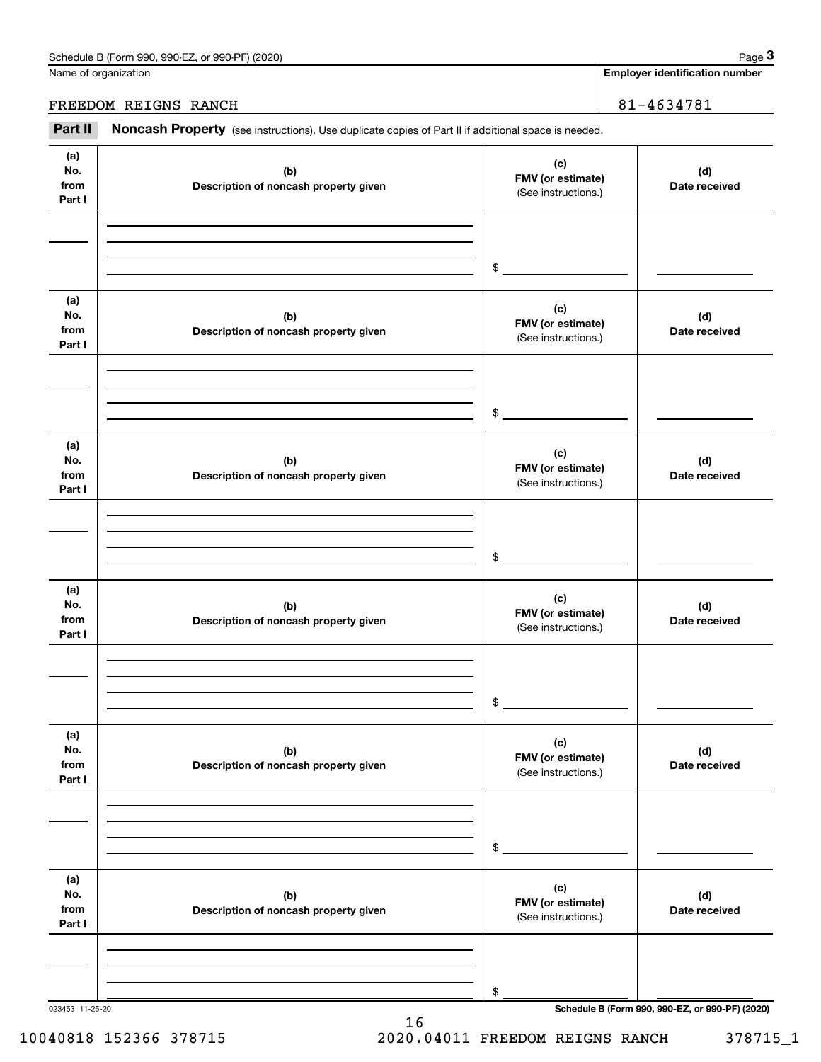Schedule B (Form 990, 990-EZ, or 990-PF) (2020)

Name of organization: FREEDOM REIGNS RANCH

Employer identification number: 81-4634781

## Part II Noncash Property

(see instructions). Use duplicate copies of Part II if additional space is needed.

| (a) No. from Part I | (b) Description of noncash property given | (c) FMV (or estimate) (See instructions.) | (d) Date received |
|---|---|---|---|
| | | $ | |

| (a) No. from Part I | (b) Description of noncash property given | (c) FMV (or estimate) (See instructions.) | (d) Date received |
|---|---|---|---|
| | | $ | |

| (a) No. from Part I | (b) Description of noncash property given | (c) FMV (or estimate) (See instructions.) | (d) Date received |
|---|---|---|---|
| | | $ | |

| (a) No. from Part I | (b) Description of noncash property given | (c) FMV (or estimate) (See instructions.) | (d) Date received |
|---|---|---|---|
| | | $ | |

| (a) No. from Part I | (b) Description of noncash property given | (c) FMV (or estimate) (See instructions.) | (d) Date received |
|---|---|---|---|
| | | $ | |

| (a) No. from Part I | (b) Description of noncash property given | (c) FMV (or estimate) (See instructions.) | (d) Date received |
|---|---|---|---|
| | | $ | |

023453 11-25-20

Schedule B (Form 990, 990-EZ, or 990-PF) (2020)

10040818 152366 378715 2020.04011 FREEDOM REIGNS RANCH 378715_1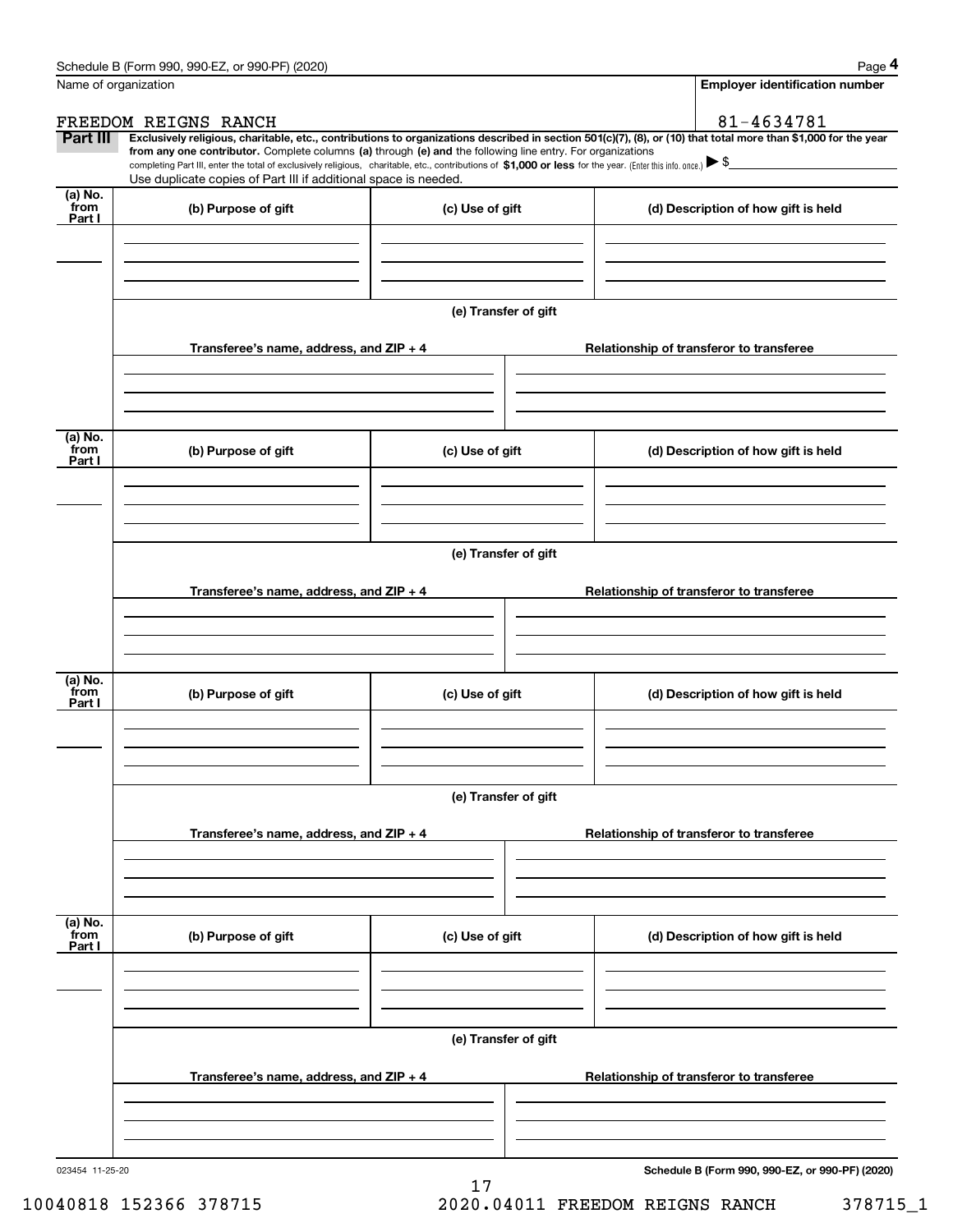Schedule B (Form 990, 990-EZ, or 990-PF) (2020)

Name of organization: FREEDOM REIGNS RANCH

Employer identification number: 81-4634781

**Part III** **Exclusively religious, charitable, etc., contributions to organizations described in section 501(c)(7), (8), or (10) that total more than $1,000 for the year from any one contributor.** Complete columns **(a)** through **(e)** and the following line entry. For organizations completing Part III, enter the total of exclusively religious, charitable, etc., contributions of **$1,000 or less** for the year. (Enter this info. once.) ▶ $

Use duplicate copies of Part III if additional space is needed.

| (a) No. from Part I | (b) Purpose of gift | (c) Use of gift | (d) Description of how gift is held |
|---|---|---|---|
| | | | |

(e) Transfer of gift

| Transferee's name, address, and ZIP + 4 | Relationship of transferor to transferee |
|---|---|
| | |

| (a) No. from Part I | (b) Purpose of gift | (c) Use of gift | (d) Description of how gift is held |
|---|---|---|---|
| | | | |

(e) Transfer of gift

| Transferee's name, address, and ZIP + 4 | Relationship of transferor to transferee |
|---|---|
| | |

| (a) No. from Part I | (b) Purpose of gift | (c) Use of gift | (d) Description of how gift is held |
|---|---|---|---|
| | | | |

(e) Transfer of gift

| Transferee's name, address, and ZIP + 4 | Relationship of transferor to transferee |
|---|---|
| | |

| (a) No. from Part I | (b) Purpose of gift | (c) Use of gift | (d) Description of how gift is held |
|---|---|---|---|
| | | | |

(e) Transfer of gift

| Transferee's name, address, and ZIP + 4 | Relationship of transferor to transferee |
|---|---|
| | |

023454 11-25-20

**Schedule B (Form 990, 990-EZ, or 990-PF) (2020)**

10040818 152366 378715 2020.04011 FREEDOM REIGNS RANCH 378715_1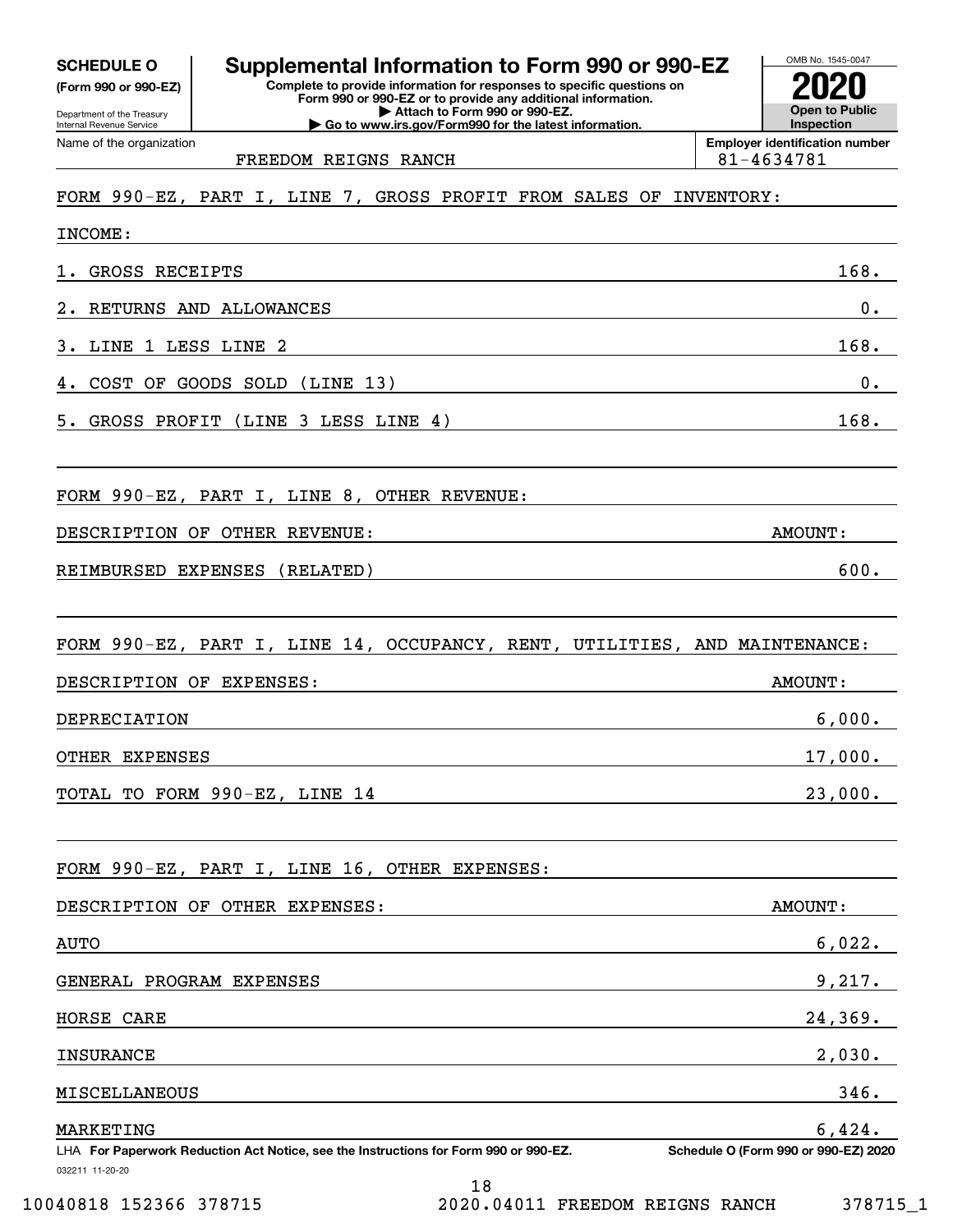**SCHEDULE O**
**(Form 990 or 990-EZ)**

Department of the Treasury
Internal Revenue Service

# Supplemental Information to Form 990 or 990-EZ

**Complete to provide information for responses to specific questions on Form 990 or 990-EZ or to provide any additional information.**
**▶ Attach to Form 990 or 990-EZ.**
**▶ Go to www.irs.gov/Form990 for the latest information.**

OMB No. 1545-0047
**2020**
**Open to Public Inspection**

Name of the organization: FREEDOM REIGNS RANCH
**Employer identification number:** 81-4634781

FORM 990-EZ, PART I, LINE 7, GROSS PROFIT FROM SALES OF INVENTORY:

INCOME:

| | |
|---|---|
| 1. GROSS RECEIPTS | 168. |
| 2. RETURNS AND ALLOWANCES | 0. |
| 3. LINE 1 LESS LINE 2 | 168. |
| 4. COST OF GOODS SOLD (LINE 13) | 0. |
| 5. GROSS PROFIT (LINE 3 LESS LINE 4) | 168. |

FORM 990-EZ, PART I, LINE 8, OTHER REVENUE:

| DESCRIPTION OF OTHER REVENUE: | AMOUNT: |
|---|---|
| REIMBURSED EXPENSES (RELATED) | 600. |

FORM 990-EZ, PART I, LINE 14, OCCUPANCY, RENT, UTILITIES, AND MAINTENANCE:

| DESCRIPTION OF EXPENSES: | AMOUNT: |
|---|---|
| DEPRECIATION | 6,000. |
| OTHER EXPENSES | 17,000. |
| TOTAL TO FORM 990-EZ, LINE 14 | 23,000. |

FORM 990-EZ, PART I, LINE 16, OTHER EXPENSES:

| DESCRIPTION OF OTHER EXPENSES: | AMOUNT: |
|---|---|
| AUTO | 6,022. |
| GENERAL PROGRAM EXPENSES | 9,217. |
| HORSE CARE | 24,369. |
| INSURANCE | 2,030. |
| MISCELLANEOUS | 346. |
| MARKETING | 6,424. |

LHA **For Paperwork Reduction Act Notice, see the Instructions for Form 990 or 990-EZ.** **Schedule O (Form 990 or 990-EZ) 2020**

032211 11-20-20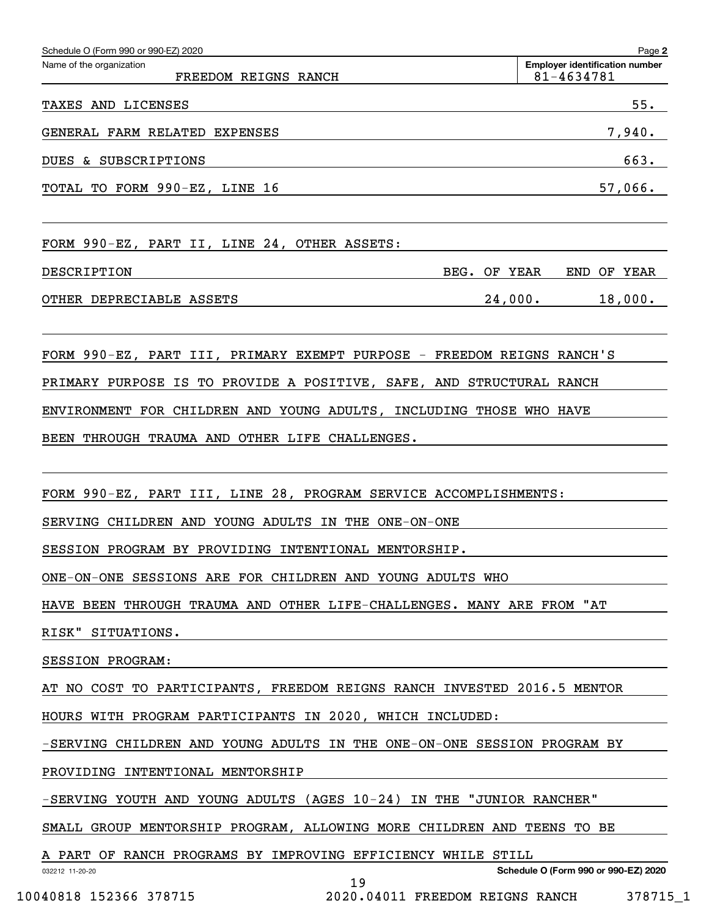Name of the organization: FREEDOM REIGNS RANCH

Employer identification number: 81-4634781

| | |
|---|---|
| TAXES AND LICENSES | 55. |
| GENERAL FARM RELATED EXPENSES | 7,940. |
| DUES & SUBSCRIPTIONS | 663. |
| TOTAL TO FORM 990-EZ, LINE 16 | 57,066. |

FORM 990-EZ, PART II, LINE 24, OTHER ASSETS:

| DESCRIPTION | BEG. OF YEAR | END OF YEAR |
|---|---|---|
| OTHER DEPRECIABLE ASSETS | 24,000. | 18,000. |

FORM 990-EZ, PART III, PRIMARY EXEMPT PURPOSE - FREEDOM REIGNS RANCH'S PRIMARY PURPOSE IS TO PROVIDE A POSITIVE, SAFE, AND STRUCTURAL RANCH ENVIRONMENT FOR CHILDREN AND YOUNG ADULTS, INCLUDING THOSE WHO HAVE BEEN THROUGH TRAUMA AND OTHER LIFE CHALLENGES.

FORM 990-EZ, PART III, LINE 28, PROGRAM SERVICE ACCOMPLISHMENTS:

SERVING CHILDREN AND YOUNG ADULTS IN THE ONE-ON-ONE SESSION PROGRAM BY PROVIDING INTENTIONAL MENTORSHIP.

ONE-ON-ONE SESSIONS ARE FOR CHILDREN AND YOUNG ADULTS WHO HAVE BEEN THROUGH TRAUMA AND OTHER LIFE-CHALLENGES. MANY ARE FROM "AT RISK" SITUATIONS.

SESSION PROGRAM:

AT NO COST TO PARTICIPANTS, FREEDOM REIGNS RANCH INVESTED 2016.5 MENTOR HOURS WITH PROGRAM PARTICIPANTS IN 2020, WHICH INCLUDED:

-SERVING CHILDREN AND YOUNG ADULTS IN THE ONE-ON-ONE SESSION PROGRAM BY PROVIDING INTENTIONAL MENTORSHIP

-SERVING YOUTH AND YOUNG ADULTS (AGES 10-24) IN THE "JUNIOR RANCHER" SMALL GROUP MENTORSHIP PROGRAM, ALLOWING MORE CHILDREN AND TEENS TO BE A PART OF RANCH PROGRAMS BY IMPROVING EFFICIENCY WHILE STILL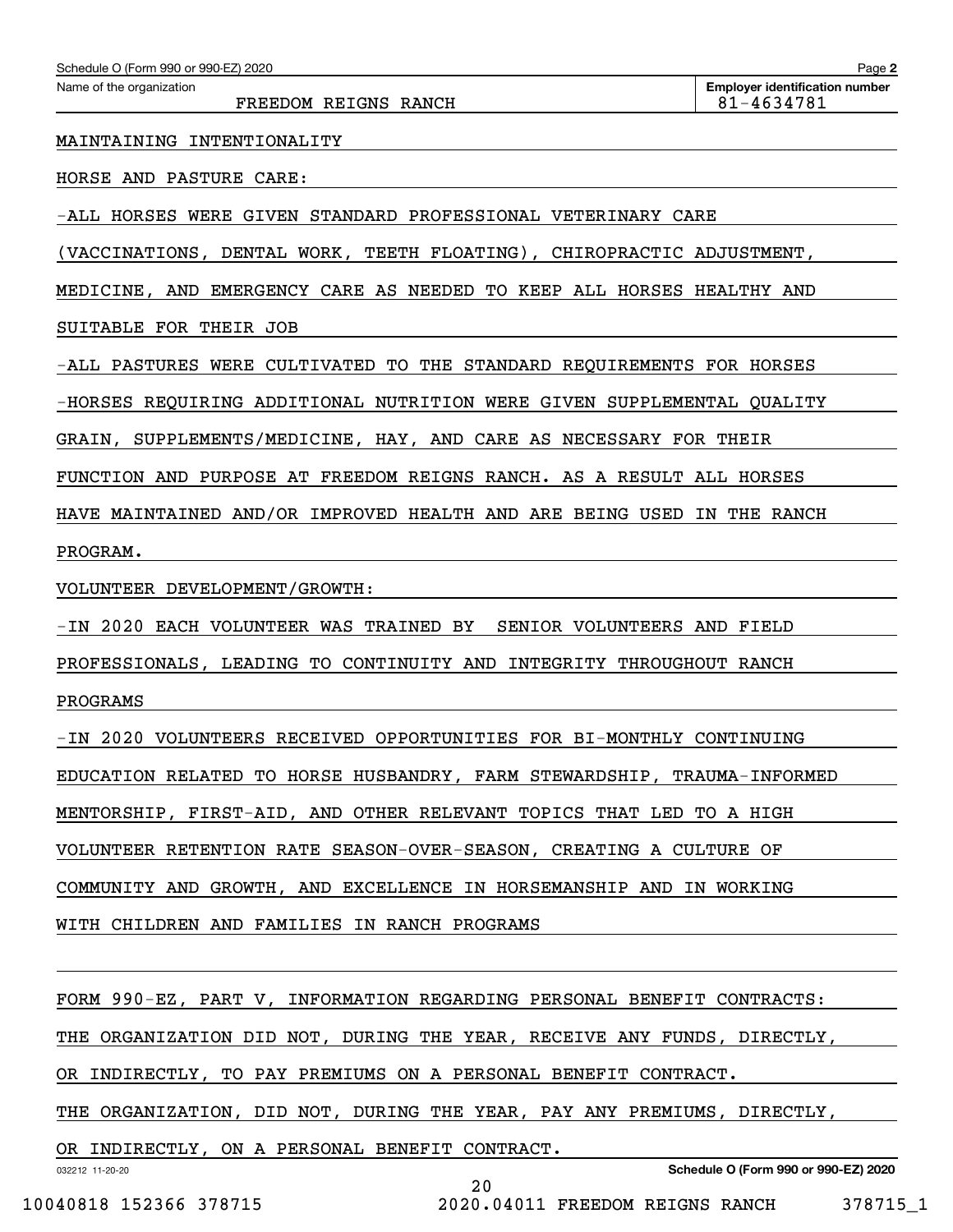Name of the organization: FREEDOM REIGNS RANCH

Employer identification number: 81-4634781

MAINTAINING INTENTIONALITY

HORSE AND PASTURE CARE:

-ALL HORSES WERE GIVEN STANDARD PROFESSIONAL VETERINARY CARE (VACCINATIONS, DENTAL WORK, TEETH FLOATING), CHIROPRACTIC ADJUSTMENT, MEDICINE, AND EMERGENCY CARE AS NEEDED TO KEEP ALL HORSES HEALTHY AND SUITABLE FOR THEIR JOB

-ALL PASTURES WERE CULTIVATED TO THE STANDARD REQUIREMENTS FOR HORSES

-HORSES REQUIRING ADDITIONAL NUTRITION WERE GIVEN SUPPLEMENTAL QUALITY GRAIN, SUPPLEMENTS/MEDICINE, HAY, AND CARE AS NECESSARY FOR THEIR FUNCTION AND PURPOSE AT FREEDOM REIGNS RANCH. AS A RESULT ALL HORSES HAVE MAINTAINED AND/OR IMPROVED HEALTH AND ARE BEING USED IN THE RANCH PROGRAM.

VOLUNTEER DEVELOPMENT/GROWTH:

-IN 2020 EACH VOLUNTEER WAS TRAINED BY SENIOR VOLUNTEERS AND FIELD PROFESSIONALS, LEADING TO CONTINUITY AND INTEGRITY THROUGHOUT RANCH PROGRAMS

-IN 2020 VOLUNTEERS RECEIVED OPPORTUNITIES FOR BI-MONTHLY CONTINUING EDUCATION RELATED TO HORSE HUSBANDRY, FARM STEWARDSHIP, TRAUMA-INFORMED MENTORSHIP, FIRST-AID, AND OTHER RELEVANT TOPICS THAT LED TO A HIGH VOLUNTEER RETENTION RATE SEASON-OVER-SEASON, CREATING A CULTURE OF COMMUNITY AND GROWTH, AND EXCELLENCE IN HORSEMANSHIP AND IN WORKING WITH CHILDREN AND FAMILIES IN RANCH PROGRAMS

FORM 990-EZ, PART V, INFORMATION REGARDING PERSONAL BENEFIT CONTRACTS:

THE ORGANIZATION DID NOT, DURING THE YEAR, RECEIVE ANY FUNDS, DIRECTLY, OR INDIRECTLY, TO PAY PREMIUMS ON A PERSONAL BENEFIT CONTRACT.

THE ORGANIZATION, DID NOT, DURING THE YEAR, PAY ANY PREMIUMS, DIRECTLY, OR INDIRECTLY, ON A PERSONAL BENEFIT CONTRACT.